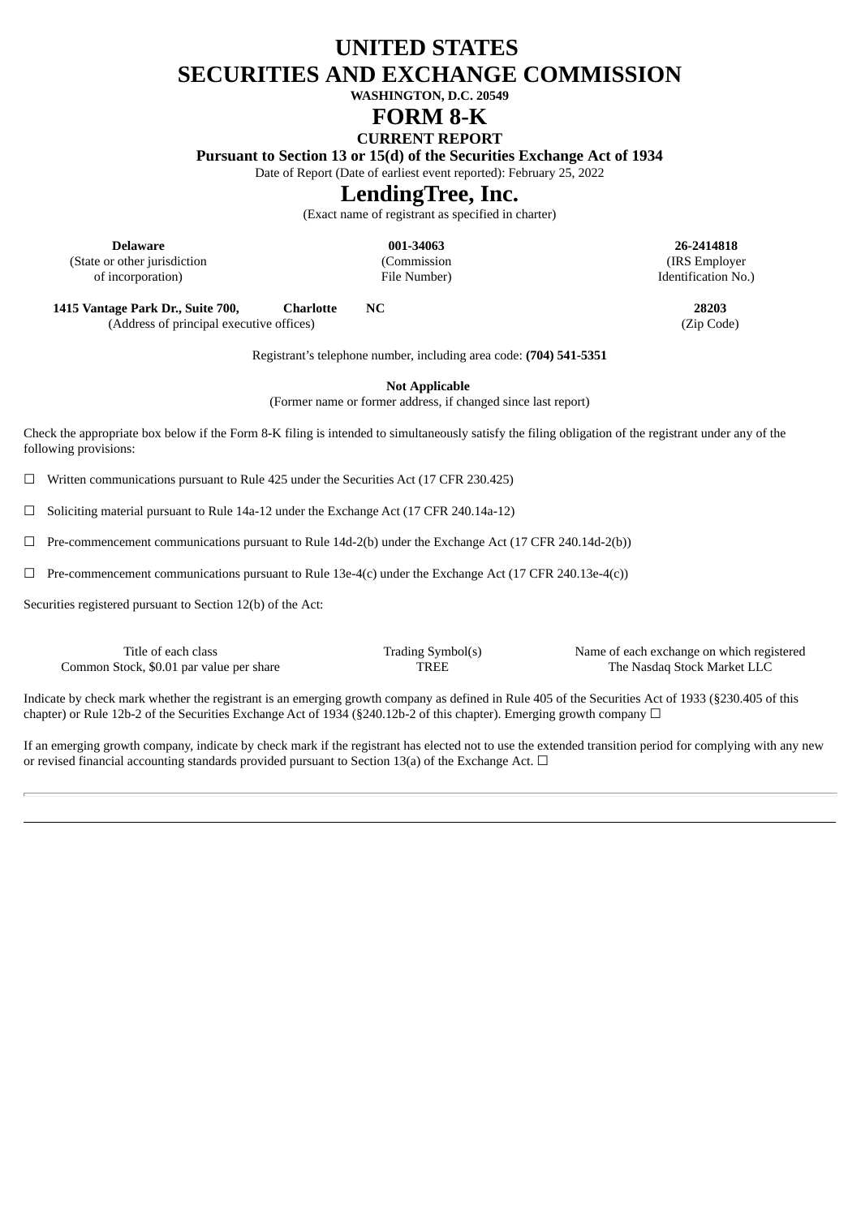# UNITED STATES
# SECURITIES AND EXCHANGE COMMISSION

**WASHINGTON, D.C. 20549**

# FORM 8-K

**CURRENT REPORT**

**Pursuant to Section 13 or 15(d) of the Securities Exchange Act of 1934**

Date of Report (Date of earliest event reported): February 25, 2022

# LendingTree, Inc.

(Exact name of registrant as specified in charter)

| **Delaware** | **001-34063** | **26-2414818** |
|---|---|---|
| (State or other jurisdiction of incorporation) | (Commission File Number) | (IRS Employer Identification No.) |

| **1415 Vantage Park Dr., Suite 700, Charlotte NC** | **28203** |
|---|---|
| (Address of principal executive offices) | (Zip Code) |

Registrant's telephone number, including area code: **(704) 541-5351**

**Not Applicable**

(Former name or former address, if changed since last report)

Check the appropriate box below if the Form 8-K filing is intended to simultaneously satisfy the filing obligation of the registrant under any of the following provisions:

☐ Written communications pursuant to Rule 425 under the Securities Act (17 CFR 230.425)

☐ Soliciting material pursuant to Rule 14a-12 under the Exchange Act (17 CFR 240.14a-12)

☐ Pre-commencement communications pursuant to Rule 14d-2(b) under the Exchange Act (17 CFR 240.14d-2(b))

☐ Pre-commencement communications pursuant to Rule 13e-4(c) under the Exchange Act (17 CFR 240.13e-4(c))

Securities registered pursuant to Section 12(b) of the Act:

| Title of each class | Trading Symbol(s) | Name of each exchange on which registered |
|---|---|---|
| Common Stock, $0.01 par value per share | TREE | The Nasdaq Stock Market LLC |

Indicate by check mark whether the registrant is an emerging growth company as defined in Rule 405 of the Securities Act of 1933 (§230.405 of this chapter) or Rule 12b-2 of the Securities Exchange Act of 1934 (§240.12b-2 of this chapter). Emerging growth company ☐

If an emerging growth company, indicate by check mark if the registrant has elected not to use the extended transition period for complying with any new or revised financial accounting standards provided pursuant to Section 13(a) of the Exchange Act. ☐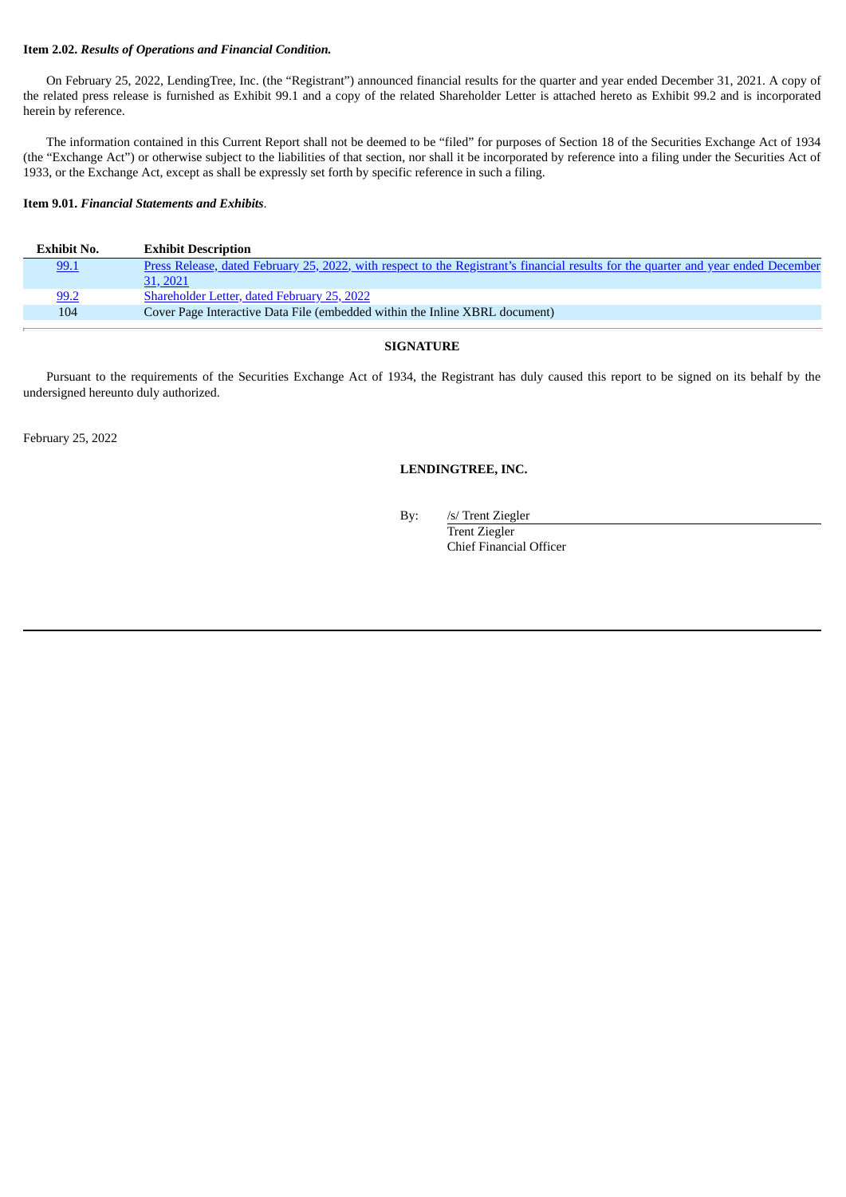**Item 2.02.** ***Results of Operations and Financial Condition.***

On February 25, 2022, LendingTree, Inc. (the "Registrant") announced financial results for the quarter and year ended December 31, 2021. A copy of the related press release is furnished as Exhibit 99.1 and a copy of the related Shareholder Letter is attached hereto as Exhibit 99.2 and is incorporated herein by reference.

The information contained in this Current Report shall not be deemed to be "filed" for purposes of Section 18 of the Securities Exchange Act of 1934 (the "Exchange Act") or otherwise subject to the liabilities of that section, nor shall it be incorporated by reference into a filing under the Securities Act of 1933, or the Exchange Act, except as shall be expressly set forth by specific reference in such a filing.

**Item 9.01.** ***Financial Statements and Exhibits***.

| Exhibit No. | Exhibit Description |
|---|---|
| 99.1 | Press Release, dated February 25, 2022, with respect to the Registrant's financial results for the quarter and year ended December 31, 2021 |
| 99.2 | Shareholder Letter, dated February 25, 2022 |
| 104 | Cover Page Interactive Data File (embedded within the Inline XBRL document) |

**SIGNATURE**

Pursuant to the requirements of the Securities Exchange Act of 1934, the Registrant has duly caused this report to be signed on its behalf by the undersigned hereunto duly authorized.

February 25, 2022

**LENDINGTREE, INC.**

By: /s/ Trent Ziegler
Trent Ziegler
Chief Financial Officer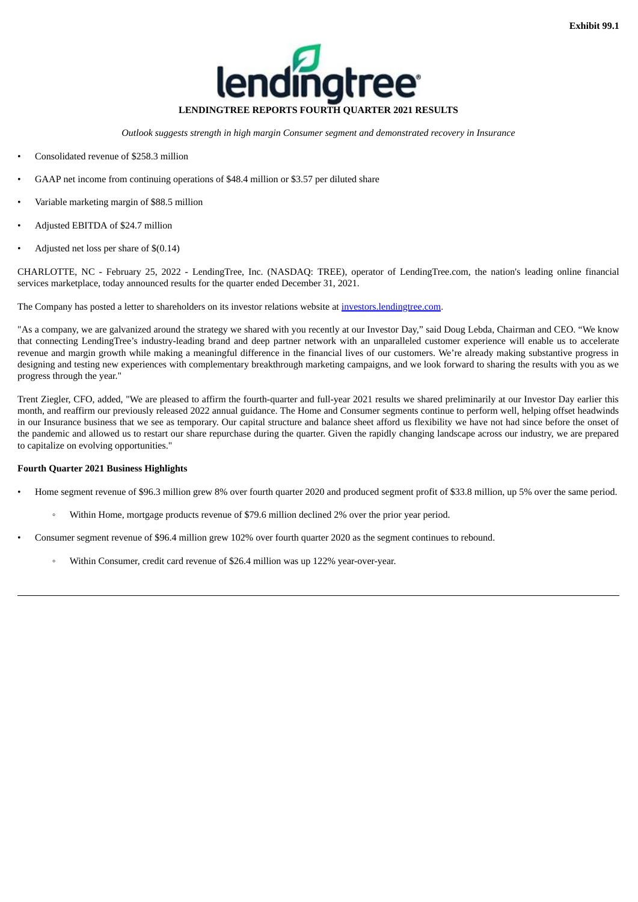Exhibit 99.1

# LENDINGTREE REPORTS FOURTH QUARTER 2021 RESULTS

*Outlook suggests strength in high margin Consumer segment and demonstrated recovery in Insurance*

- Consolidated revenue of $258.3 million
- GAAP net income from continuing operations of $48.4 million or $3.57 per diluted share
- Variable marketing margin of $88.5 million
- Adjusted EBITDA of $24.7 million
- Adjusted net loss per share of $(0.14)

CHARLOTTE, NC - February 25, 2022 - LendingTree, Inc. (NASDAQ: TREE), operator of LendingTree.com, the nation's leading online financial services marketplace, today announced results for the quarter ended December 31, 2021.

The Company has posted a letter to shareholders on its investor relations website at investors.lendingtree.com.

"As a company, we are galvanized around the strategy we shared with you recently at our Investor Day," said Doug Lebda, Chairman and CEO. "We know that connecting LendingTree's industry-leading brand and deep partner network with an unparalleled customer experience will enable us to accelerate revenue and margin growth while making a meaningful difference in the financial lives of our customers. We're already making substantive progress in designing and testing new experiences with complementary breakthrough marketing campaigns, and we look forward to sharing the results with you as we progress through the year."

Trent Ziegler, CFO, added, "We are pleased to affirm the fourth-quarter and full-year 2021 results we shared preliminarily at our Investor Day earlier this month, and reaffirm our previously released 2022 annual guidance. The Home and Consumer segments continue to perform well, helping offset headwinds in our Insurance business that we see as temporary. Our capital structure and balance sheet afford us flexibility we have not had since before the onset of the pandemic and allowed us to restart our share repurchase during the quarter. Given the rapidly changing landscape across our industry, we are prepared to capitalize on evolving opportunities."

**Fourth Quarter 2021 Business Highlights**

- Home segment revenue of $96.3 million grew 8% over fourth quarter 2020 and produced segment profit of $33.8 million, up 5% over the same period.
  - Within Home, mortgage products revenue of $79.6 million declined 2% over the prior year period.
- Consumer segment revenue of $96.4 million grew 102% over fourth quarter 2020 as the segment continues to rebound.
  - Within Consumer, credit card revenue of $26.4 million was up 122% year-over-year.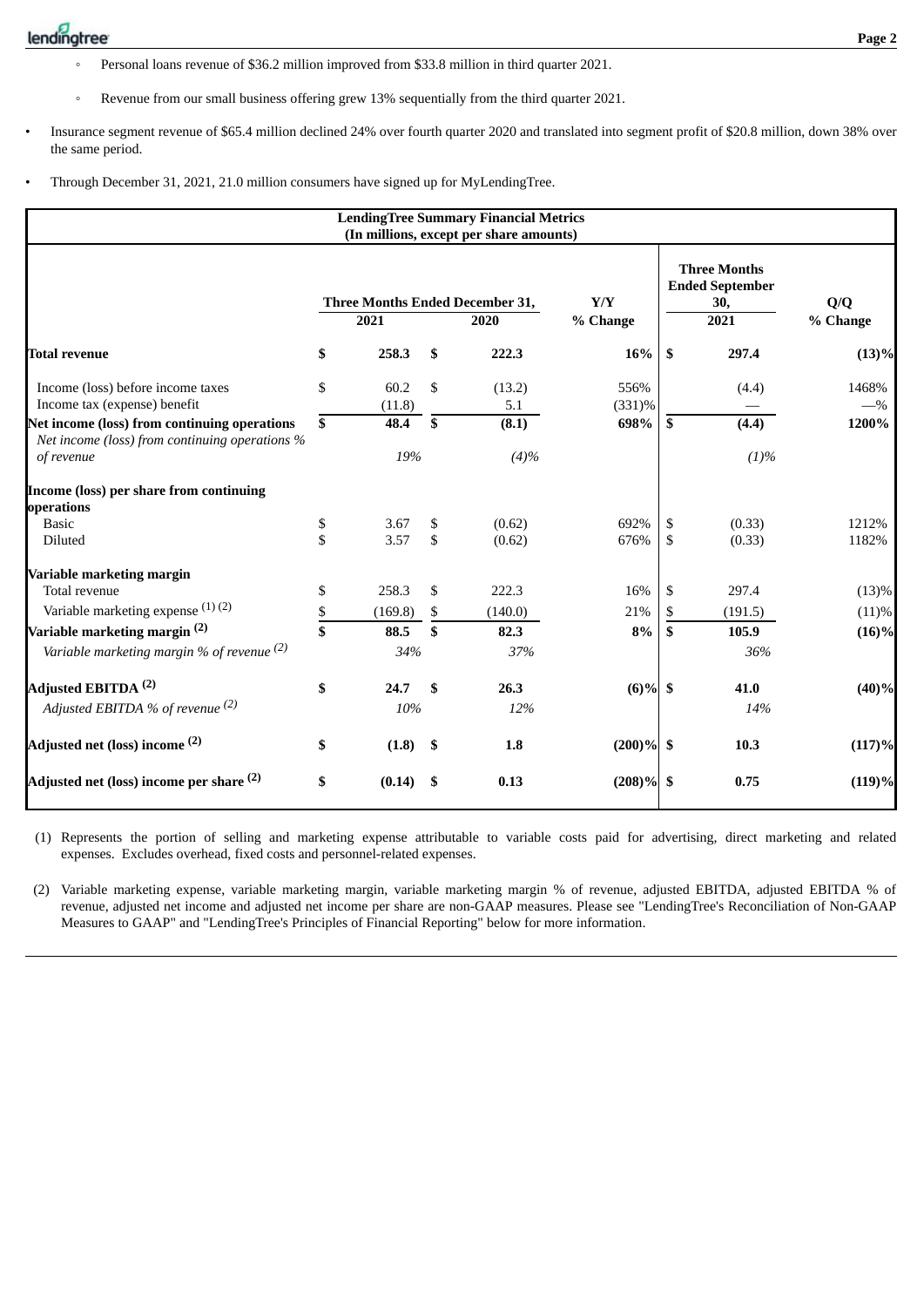- Personal loans revenue of $36.2 million improved from $33.8 million in third quarter 2021.
- Revenue from our small business offering grew 13% sequentially from the third quarter 2021.

- Insurance segment revenue of $65.4 million declined 24% over fourth quarter 2020 and translated into segment profit of $20.8 million, down 38% over the same period.

- Through December 31, 2021, 21.0 million consumers have signed up for MyLendingTree.

**LendingTree Summary Financial Metrics**
**(In millions, except per share amounts)**

| | Three Months Ended December 31, 2021 | Three Months Ended December 31, 2020 | Y/Y % Change | Three Months Ended September 30, 2021 | Q/Q % Change |
|---|---|---|---|---|---|
| **Total revenue** | **$ 258.3** | **$ 222.3** | **16%** | **$ 297.4** | **(13)%** |
| Income (loss) before income taxes | $ 60.2 | $ (13.2) | 556% | (4.4) | 1468% |
| Income tax (expense) benefit | (11.8) | 5.1 | (331)% | — | —% |
| **Net income (loss) from continuing operations** | **$ 48.4** | **$ (8.1)** | **698%** | **$ (4.4)** | **1200%** |
| *Net income (loss) from continuing operations % of revenue* | *19%* | *(4)%* | | *(1)%* | |
| **Income (loss) per share from continuing operations** | | | | | |
| Basic | $ 3.67 | $ (0.62) | 692% | $ (0.33) | 1212% |
| Diluted | $ 3.57 | $ (0.62) | 676% | $ (0.33) | 1182% |
| **Variable marketing margin** | | | | | |
| Total revenue | $ 258.3 | $ 222.3 | 16% | $ 297.4 | (13)% |
| Variable marketing expense (1) (2) | $ (169.8) | $ (140.0) | 21% | $ (191.5) | (11)% |
| **Variable marketing margin (2)** | **$ 88.5** | **$ 82.3** | **8%** | **$ 105.9** | **(16)%** |
| *Variable marketing margin % of revenue (2)* | *34%* | *37%* | | *36%* | |
| **Adjusted EBITDA (2)** | **$ 24.7** | **$ 26.3** | **(6)%** | **$ 41.0** | **(40)%** |
| *Adjusted EBITDA % of revenue (2)* | *10%* | *12%* | | *14%* | |
| **Adjusted net (loss) income (2)** | **$ (1.8)** | **$ 1.8** | **(200)%** | **$ 10.3** | **(117)%** |
| **Adjusted net (loss) income per share (2)** | **$ (0.14)** | **$ 0.13** | **(208)%** | **$ 0.75** | **(119)%** |

(1) Represents the portion of selling and marketing expense attributable to variable costs paid for advertising, direct marketing and related expenses. Excludes overhead, fixed costs and personnel-related expenses.

(2) Variable marketing expense, variable marketing margin, variable marketing margin % of revenue, adjusted EBITDA, adjusted EBITDA % of revenue, adjusted net income and adjusted net income per share are non-GAAP measures. Please see "LendingTree's Reconciliation of Non-GAAP Measures to GAAP" and "LendingTree's Principles of Financial Reporting" below for more information.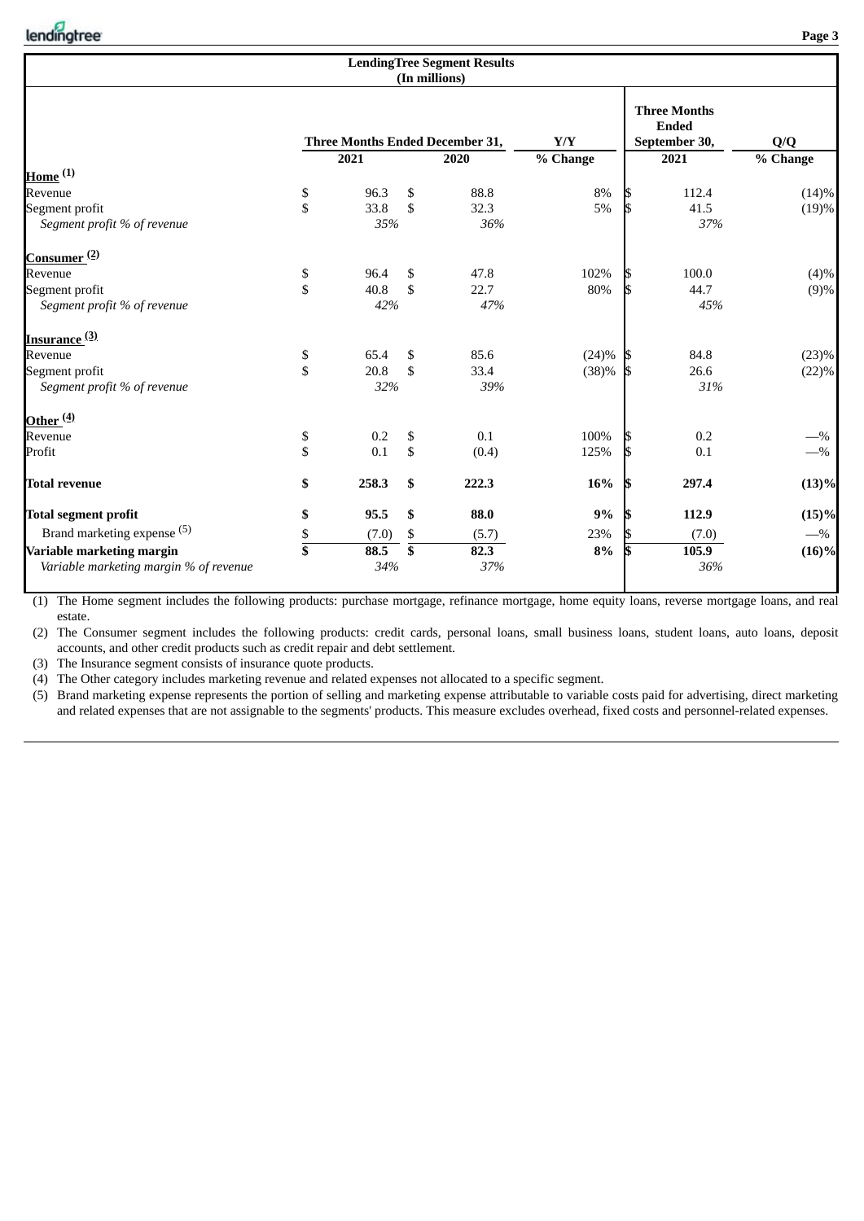| LendingTree Segment Results (In millions) | | | | | |
|---|---|---|---|---|---|
| | Three Months Ended December 31, | | Y/Y | Three Months Ended September 30, | Q/Q |
| | 2021 | 2020 | % Change | 2021 | % Change |
| **Home** [(1)] | | | | | |
| Revenue | $ 96.3 | $ 88.8 | 8% | $ 112.4 | (14)% |
| Segment profit | $ 33.8 | $ 32.3 | 5% | $ 41.5 | (19)% |
| *Segment profit % of revenue* | *35%* | *36%* | | *37%* | |
| **Consumer** [(2)] | | | | | |
| Revenue | $ 96.4 | $ 47.8 | 102% | $ 100.0 | (4)% |
| Segment profit | $ 40.8 | $ 22.7 | 80% | $ 44.7 | (9)% |
| *Segment profit % of revenue* | *42%* | *47%* | | *45%* | |
| **Insurance** [(3)] | | | | | |
| Revenue | $ 65.4 | $ 85.6 | (24)% | $ 84.8 | (23)% |
| Segment profit | $ 20.8 | $ 33.4 | (38)% | $ 26.6 | (22)% |
| *Segment profit % of revenue* | *32%* | *39%* | | *31%* | |
| **Other** [(4)] | | | | | |
| Revenue | $ 0.2 | $ 0.1 | 100% | $ 0.2 | —% |
| Profit | $ 0.1 | $ (0.4) | 125% | $ 0.1 | —% |
| **Total revenue** | **$ 258.3** | **$ 222.3** | **16%** | **$ 297.4** | **(13)%** |
| **Total segment profit** | **$ 95.5** | **$ 88.0** | **9%** | **$ 112.9** | **(15)%** |
| Brand marketing expense [(5)] | $ (7.0) | $ (5.7) | 23% | $ (7.0) | —% |
| **Variable marketing margin** | **$ 88.5** | **$ 82.3** | **8%** | **$ 105.9** | **(16)%** |
| *Variable marketing margin % of revenue* | *34%* | *37%* | | *36%* | |

(1) The Home segment includes the following products: purchase mortgage, refinance mortgage, home equity loans, reverse mortgage loans, and real estate.

(2) The Consumer segment includes the following products: credit cards, personal loans, small business loans, student loans, auto loans, deposit accounts, and other credit products such as credit repair and debt settlement.

(3) The Insurance segment consists of insurance quote products.

(4) The Other category includes marketing revenue and related expenses not allocated to a specific segment.

(5) Brand marketing expense represents the portion of selling and marketing expense attributable to variable costs paid for advertising, direct marketing and related expenses that are not assignable to the segments' products. This measure excludes overhead, fixed costs and personnel-related expenses.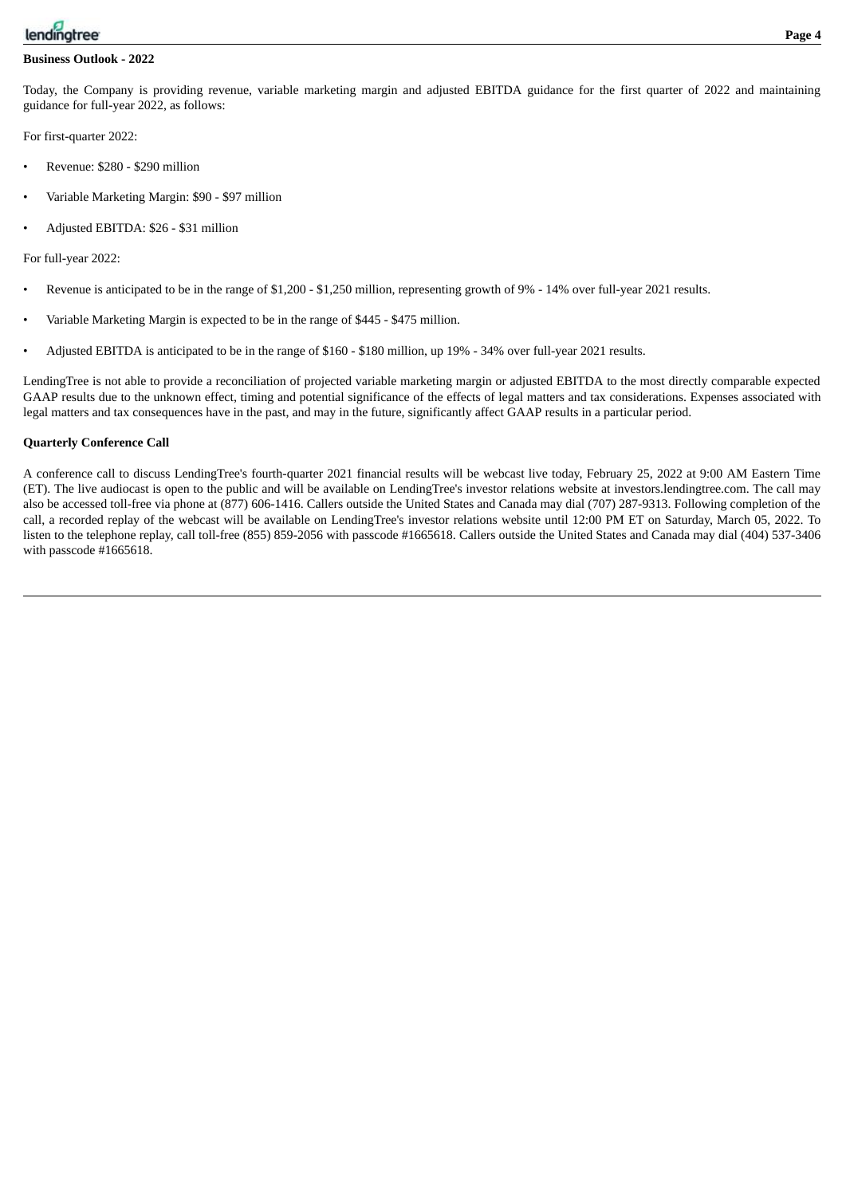**Business Outlook - 2022**

Today, the Company is providing revenue, variable marketing margin and adjusted EBITDA guidance for the first quarter of 2022 and maintaining guidance for full-year 2022, as follows:

For first-quarter 2022:

- Revenue: $280 - $290 million
- Variable Marketing Margin: $90 - $97 million
- Adjusted EBITDA: $26 - $31 million

For full-year 2022:

- Revenue is anticipated to be in the range of $1,200 - $1,250 million, representing growth of 9% - 14% over full-year 2021 results.
- Variable Marketing Margin is expected to be in the range of $445 - $475 million.
- Adjusted EBITDA is anticipated to be in the range of $160 - $180 million, up 19% - 34% over full-year 2021 results.

LendingTree is not able to provide a reconciliation of projected variable marketing margin or adjusted EBITDA to the most directly comparable expected GAAP results due to the unknown effect, timing and potential significance of the effects of legal matters and tax considerations. Expenses associated with legal matters and tax consequences have in the past, and may in the future, significantly affect GAAP results in a particular period.

**Quarterly Conference Call**

A conference call to discuss LendingTree's fourth-quarter 2021 financial results will be webcast live today, February 25, 2022 at 9:00 AM Eastern Time (ET). The live audiocast is open to the public and will be available on LendingTree's investor relations website at investors.lendingtree.com. The call may also be accessed toll-free via phone at (877) 606-1416. Callers outside the United States and Canada may dial (707) 287-9313. Following completion of the call, a recorded replay of the webcast will be available on LendingTree's investor relations website until 12:00 PM ET on Saturday, March 05, 2022. To listen to the telephone replay, call toll-free (855) 859-2056 with passcode #1665618. Callers outside the United States and Canada may dial (404) 537-3406 with passcode #1665618.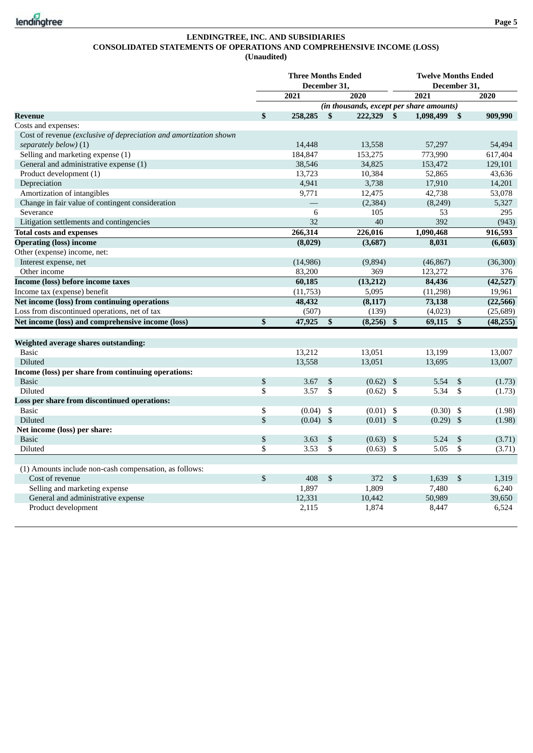**LENDINGTREE, INC. AND SUBSIDIARIES**
**CONSOLIDATED STATEMENTS OF OPERATIONS AND COMPREHENSIVE INCOME (LOSS)**
**(Unaudited)**

| | Three Months Ended December 31, | | Twelve Months Ended December 31, | |
|---|---|---|---|---|
| | 2021 | 2020 | 2021 | 2020 |
| | *(in thousands, except per share amounts)* | | | |
| **Revenue** | **$ 258,285** | **$ 222,329** | **$ 1,098,499** | **$ 909,990** |
| Costs and expenses: | | | | |
| Cost of revenue *(exclusive of depreciation and amortization shown separately below)* (1) | 14,448 | 13,558 | 57,297 | 54,494 |
| Selling and marketing expense (1) | 184,847 | 153,275 | 773,990 | 617,404 |
| General and administrative expense (1) | 38,546 | 34,825 | 153,472 | 129,101 |
| Product development (1) | 13,723 | 10,384 | 52,865 | 43,636 |
| Depreciation | 4,941 | 3,738 | 17,910 | 14,201 |
| Amortization of intangibles | 9,771 | 12,475 | 42,738 | 53,078 |
| Change in fair value of contingent consideration | — | (2,384) | (8,249) | 5,327 |
| Severance | 6 | 105 | 53 | 295 |
| Litigation settlements and contingencies | 32 | 40 | 392 | (943) |
| **Total costs and expenses** | **266,314** | **226,016** | **1,090,468** | **916,593** |
| **Operating (loss) income** | **(8,029)** | **(3,687)** | **8,031** | **(6,603)** |
| Other (expense) income, net: | | | | |
| Interest expense, net | (14,986) | (9,894) | (46,867) | (36,300) |
| Other income | 83,200 | 369 | 123,272 | 376 |
| **Income (loss) before income taxes** | **60,185** | **(13,212)** | **84,436** | **(42,527)** |
| Income tax (expense) benefit | (11,753) | 5,095 | (11,298) | 19,961 |
| **Net income (loss) from continuing operations** | **48,432** | **(8,117)** | **73,138** | **(22,566)** |
| Loss from discontinued operations, net of tax | (507) | (139) | (4,023) | (25,689) |
| **Net income (loss) and comprehensive income (loss)** | **$ 47,925** | **$ (8,256)** | **$ 69,115** | **$ (48,255)** |
| | | | | |
| **Weighted average shares outstanding:** | | | | |
| Basic | 13,212 | 13,051 | 13,199 | 13,007 |
| Diluted | 13,558 | 13,051 | 13,695 | 13,007 |
| **Income (loss) per share from continuing operations:** | | | | |
| Basic | $ 3.67 | $ (0.62) | $ 5.54 | $ (1.73) |
| Diluted | $ 3.57 | $ (0.62) | $ 5.34 | $ (1.73) |
| **Loss per share from discontinued operations:** | | | | |
| Basic | $ (0.04) | $ (0.01) | $ (0.30) | $ (1.98) |
| Diluted | $ (0.04) | $ (0.01) | $ (0.29) | $ (1.98) |
| **Net income (loss) per share:** | | | | |
| Basic | $ 3.63 | $ (0.63) | $ 5.24 | $ (3.71) |
| Diluted | $ 3.53 | $ (0.63) | $ 5.05 | $ (3.71) |
| | | | | |
| (1) Amounts include non-cash compensation, as follows: | | | | |
| Cost of revenue | $ 408 | $ 372 | $ 1,639 | $ 1,319 |
| Selling and marketing expense | 1,897 | 1,809 | 7,480 | 6,240 |
| General and administrative expense | 12,331 | 10,442 | 50,989 | 39,650 |
| Product development | 2,115 | 1,874 | 8,447 | 6,524 |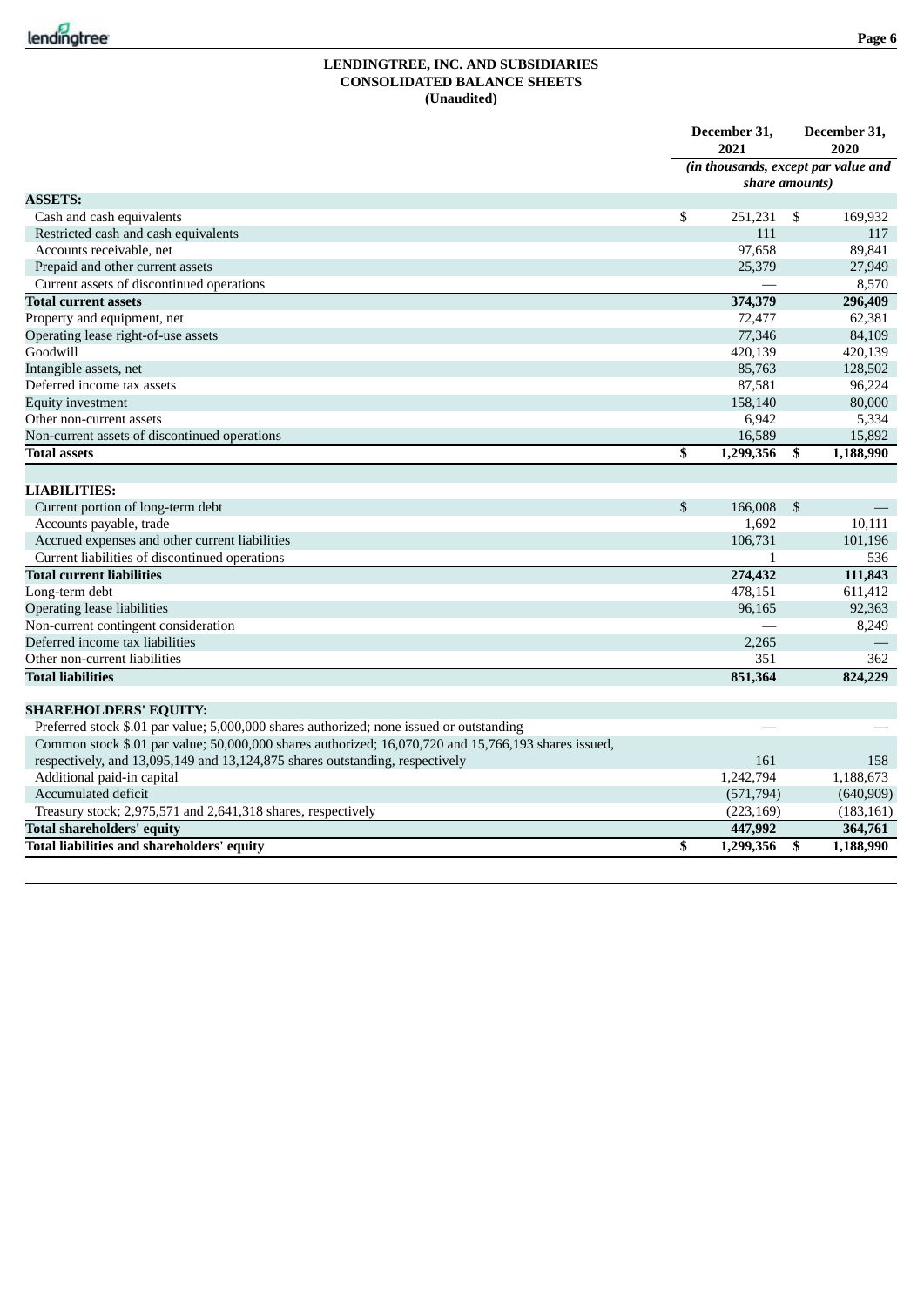# LENDINGTREE, INC. AND SUBSIDIARIES
## CONSOLIDATED BALANCE SHEETS
### (Unaudited)

| | December 31, 2021 | December 31, 2020 |
|---|---|---|
| | *(in thousands, except par value and share amounts)* | |
| **ASSETS:** | | |
| Cash and cash equivalents | $ 251,231 | $ 169,932 |
| Restricted cash and cash equivalents | 111 | 117 |
| Accounts receivable, net | 97,658 | 89,841 |
| Prepaid and other current assets | 25,379 | 27,949 |
| Current assets of discontinued operations | — | 8,570 |
| **Total current assets** | **374,379** | **296,409** |
| Property and equipment, net | 72,477 | 62,381 |
| Operating lease right-of-use assets | 77,346 | 84,109 |
| Goodwill | 420,139 | 420,139 |
| Intangible assets, net | 85,763 | 128,502 |
| Deferred income tax assets | 87,581 | 96,224 |
| Equity investment | 158,140 | 80,000 |
| Other non-current assets | 6,942 | 5,334 |
| Non-current assets of discontinued operations | 16,589 | 15,892 |
| **Total assets** | **$ 1,299,356** | **$ 1,188,990** |
| | | |
| **LIABILITIES:** | | |
| Current portion of long-term debt | $ 166,008 | $ — |
| Accounts payable, trade | 1,692 | 10,111 |
| Accrued expenses and other current liabilities | 106,731 | 101,196 |
| Current liabilities of discontinued operations | 1 | 536 |
| **Total current liabilities** | **274,432** | **111,843** |
| Long-term debt | 478,151 | 611,412 |
| Operating lease liabilities | 96,165 | 92,363 |
| Non-current contingent consideration | — | 8,249 |
| Deferred income tax liabilities | 2,265 | — |
| Other non-current liabilities | 351 | 362 |
| **Total liabilities** | **851,364** | **824,229** |
| | | |
| **SHAREHOLDERS' EQUITY:** | | |
| Preferred stock $.01 par value; 5,000,000 shares authorized; none issued or outstanding | — | — |
| Common stock $.01 par value; 50,000,000 shares authorized; 16,070,720 and 15,766,193 shares issued, respectively, and 13,095,149 and 13,124,875 shares outstanding, respectively | 161 | 158 |
| Additional paid-in capital | 1,242,794 | 1,188,673 |
| Accumulated deficit | (571,794) | (640,909) |
| Treasury stock; 2,975,571 and 2,641,318 shares, respectively | (223,169) | (183,161) |
| **Total shareholders' equity** | **447,992** | **364,761** |
| **Total liabilities and shareholders' equity** | **$ 1,299,356** | **$ 1,188,990** |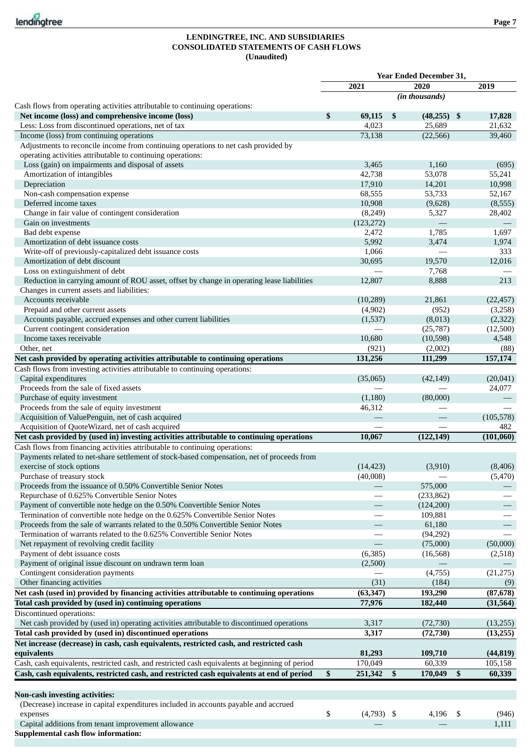**LENDINGTREE, INC. AND SUBSIDIARIES**
**CONSOLIDATED STATEMENTS OF CASH FLOWS**
**(Unaudited)**

| | Year Ended December 31, | | |
|---|---|---|---|
| | 2021 | 2020 | 2019 |
| | *(in thousands)* | | |
| Cash flows from operating activities attributable to continuing operations: | | | |
| **Net income (loss) and comprehensive income (loss)** | **$ 69,115** | **$ (48,255)** | **$ 17,828** |
| Less: Loss from discontinued operations, net of tax | 4,023 | 25,689 | 21,632 |
| Income (loss) from continuing operations | 73,138 | (22,566) | 39,460 |
| Adjustments to reconcile income from continuing operations to net cash provided by operating activities attributable to continuing operations: | | | |
| Loss (gain) on impairments and disposal of assets | 3,465 | 1,160 | (695) |
| Amortization of intangibles | 42,738 | 53,078 | 55,241 |
| Depreciation | 17,910 | 14,201 | 10,998 |
| Non-cash compensation expense | 68,555 | 53,733 | 52,167 |
| Deferred income taxes | 10,908 | (9,628) | (8,555) |
| Change in fair value of contingent consideration | (8,249) | 5,327 | 28,402 |
| Gain on investments | (123,272) | — | — |
| Bad debt expense | 2,472 | 1,785 | 1,697 |
| Amortization of debt issuance costs | 5,992 | 3,474 | 1,974 |
| Write-off of previously-capitalized debt issuance costs | 1,066 | — | 333 |
| Amortization of debt discount | 30,695 | 19,570 | 12,016 |
| Loss on extinguishment of debt | — | 7,768 | — |
| Reduction in carrying amount of ROU asset, offset by change in operating lease liabilities | 12,807 | 8,888 | 213 |
| Changes in current assets and liabilities: | | | |
| Accounts receivable | (10,289) | 21,861 | (22,457) |
| Prepaid and other current assets | (4,902) | (952) | (3,258) |
| Accounts payable, accrued expenses and other current liabilities | (1,537) | (8,013) | (2,322) |
| Current contingent consideration | — | (25,787) | (12,500) |
| Income taxes receivable | 10,680 | (10,598) | 4,548 |
| Other, net | (921) | (2,002) | (88) |
| **Net cash provided by operating activities attributable to continuing operations** | **131,256** | **111,299** | **157,174** |
| Cash flows from investing activities attributable to continuing operations: | | | |
| Capital expenditures | (35,065) | (42,149) | (20,041) |
| Proceeds from the sale of fixed assets | — | — | 24,077 |
| Purchase of equity investment | (1,180) | (80,000) | — |
| Proceeds from the sale of equity investment | 46,312 | — | — |
| Acquisition of ValuePenguin, net of cash acquired | — | — | (105,578) |
| Acquisition of QuoteWizard, net of cash acquired | — | — | 482 |
| **Net cash provided by (used in) investing activities attributable to continuing operations** | **10,067** | **(122,149)** | **(101,060)** |
| Cash flows from financing activities attributable to continuing operations: | | | |
| Payments related to net-share settlement of stock-based compensation, net of proceeds from exercise of stock options | (14,423) | (3,910) | (8,406) |
| Purchase of treasury stock | (40,008) | — | (5,470) |
| Proceeds from the issuance of 0.50% Convertible Senior Notes | — | 575,000 | — |
| Repurchase of 0.625% Convertible Senior Notes | — | (233,862) | — |
| Payment of convertible note hedge on the 0.50% Convertible Senior Notes | — | (124,200) | — |
| Termination of convertible note hedge on the 0.625% Convertible Senior Notes | — | 109,881 | — |
| Proceeds from the sale of warrants related to the 0.50% Convertible Senior Notes | — | 61,180 | — |
| Termination of warrants related to the 0.625% Convertible Senior Notes | — | (94,292) | — |
| Net repayment of revolving credit facility | — | (75,000) | (50,000) |
| Payment of debt issuance costs | (6,385) | (16,568) | (2,518) |
| Payment of original issue discount on undrawn term loan | (2,500) | — | — |
| Contingent consideration payments | — | (4,755) | (21,275) |
| Other financing activities | (31) | (184) | (9) |
| **Net cash (used in) provided by financing activities attributable to continuing operations** | **(63,347)** | **193,290** | **(87,678)** |
| **Total cash provided by (used in) continuing operations** | **77,976** | **182,440** | **(31,564)** |
| Discontinued operations: | | | |
| Net cash provided by (used in) operating activities attributable to discontinued operations | 3,317 | (72,730) | (13,255) |
| **Total cash provided by (used in) discontinued operations** | **3,317** | **(72,730)** | **(13,255)** |
| **Net increase (decrease) in cash, cash equivalents, restricted cash, and restricted cash equivalents** | **81,293** | **109,710** | **(44,819)** |
| Cash, cash equivalents, restricted cash, and restricted cash equivalents at beginning of period | 170,049 | 60,339 | 105,158 |
| **Cash, cash equivalents, restricted cash, and restricted cash equivalents at end of period** | **$ 251,342** | **$ 170,049** | **$ 60,339** |
| | | | |
| **Non-cash investing activities:** | | | |
| (Decrease) increase in capital expenditures included in accounts payable and accrued expenses | $ (4,793) | $ 4,196 | $ (946) |
| Capital additions from tenant improvement allowance | — | — | 1,111 |
| **Supplemental cash flow information:** | | | |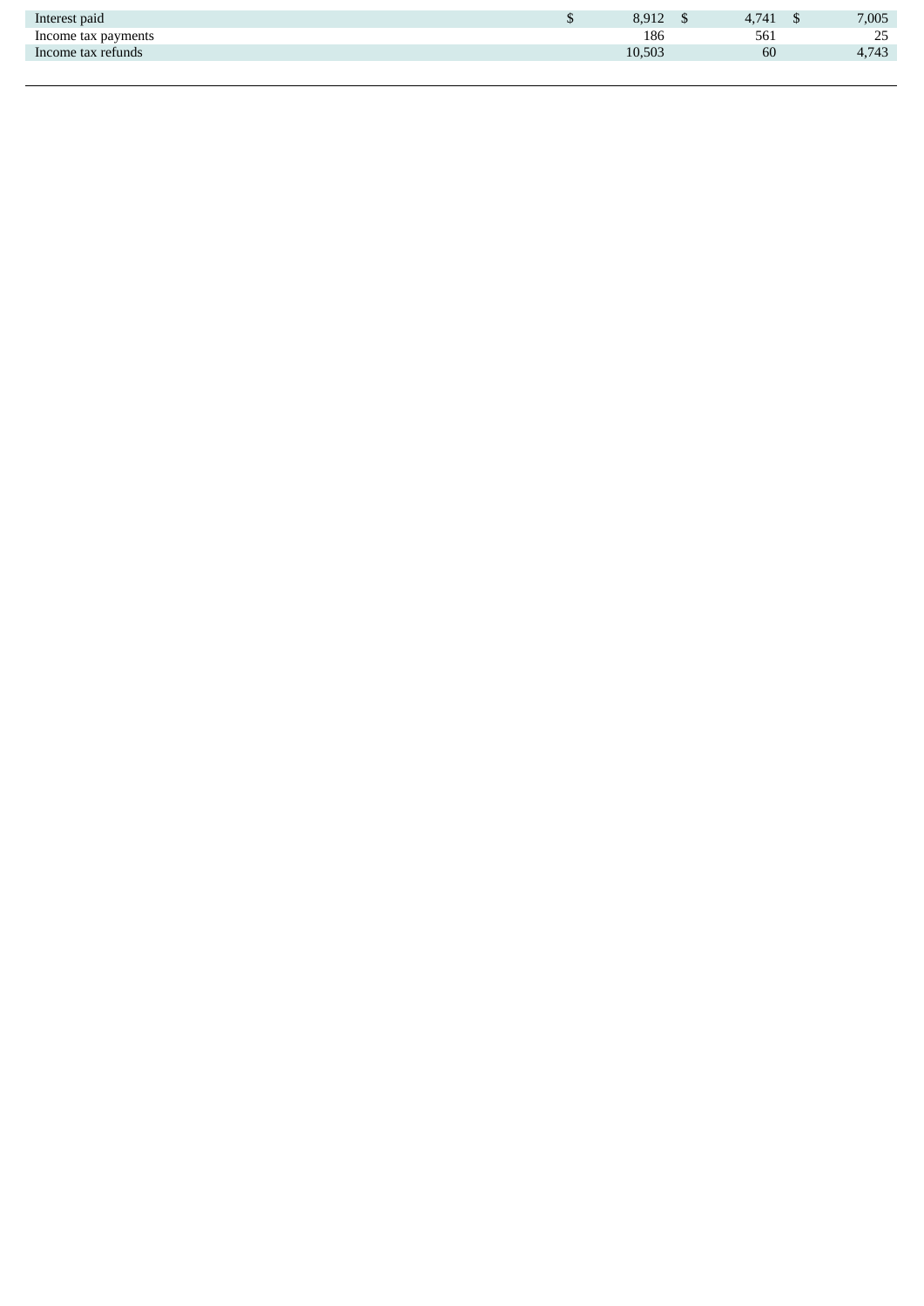| | | | |
|---|---|---|---|
| Interest paid | $ 8,912 | $ 4,741 | $ 7,005 |
| Income tax payments | 186 | 561 | 25 |
| Income tax refunds | 10,503 | 60 | 4,743 |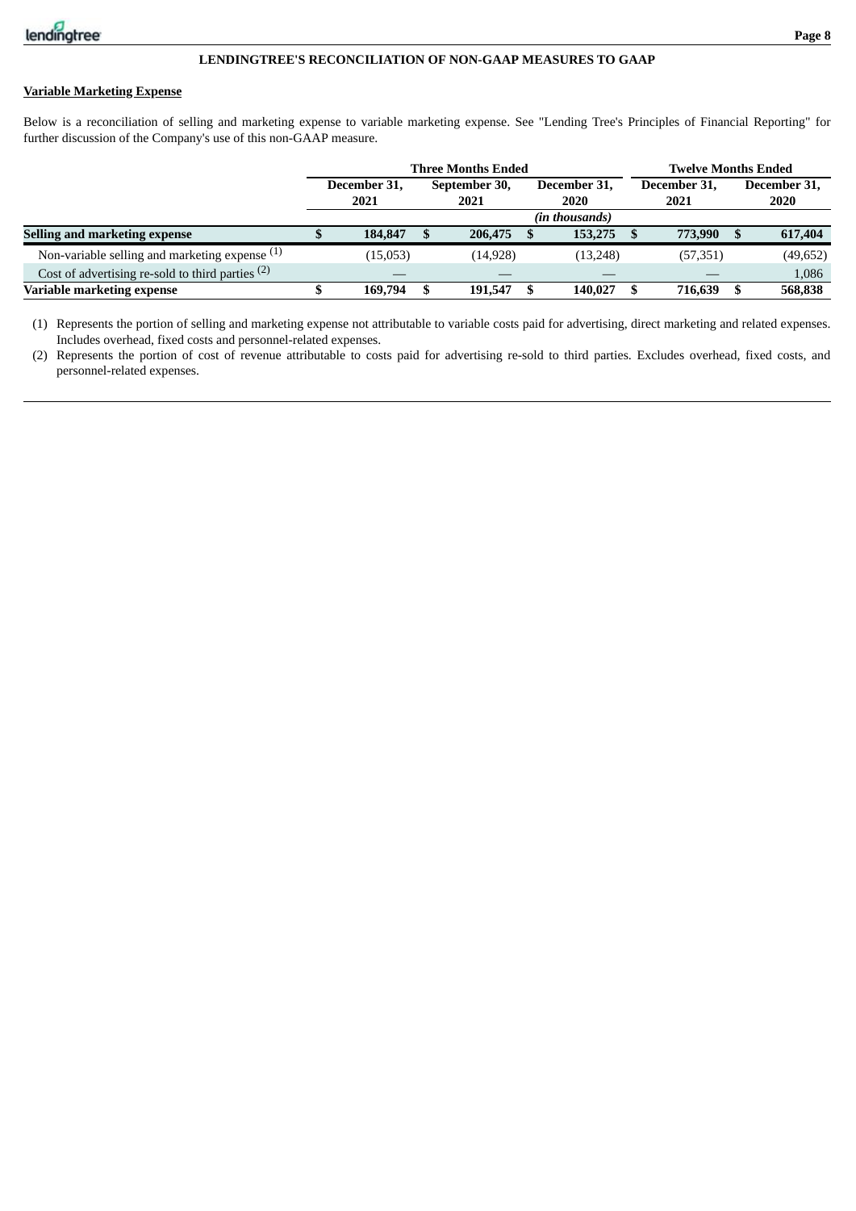## LENDINGTREE'S RECONCILIATION OF NON-GAAP MEASURES TO GAAP

**Variable Marketing Expense**

Below is a reconciliation of selling and marketing expense to variable marketing expense. See "Lending Tree's Principles of Financial Reporting" for further discussion of the Company's use of this non-GAAP measure.

| | Three Months Ended | | | Twelve Months Ended | |
|---|---|---|---|---|---|
| | December 31, 2021 | September 30, 2021 | December 31, 2020 | December 31, 2021 | December 31, 2020 |
| | | | *(in thousands)* | | |
| **Selling and marketing expense** | **$ 184,847** | **$ 206,475** | **$ 153,275** | **$ 773,990** | **$ 617,404** |
| Non-variable selling and marketing expense [1] | (15,053) | (14,928) | (13,248) | (57,351) | (49,652) |
| Cost of advertising re-sold to third parties [2] | — | — | — | — | 1,086 |
| **Variable marketing expense** | **$ 169,794** | **$ 191,547** | **$ 140,027** | **$ 716,639** | **$ 568,838** |

(1) Represents the portion of selling and marketing expense not attributable to variable costs paid for advertising, direct marketing and related expenses. Includes overhead, fixed costs and personnel-related expenses.

(2) Represents the portion of cost of revenue attributable to costs paid for advertising re-sold to third parties. Excludes overhead, fixed costs, and personnel-related expenses.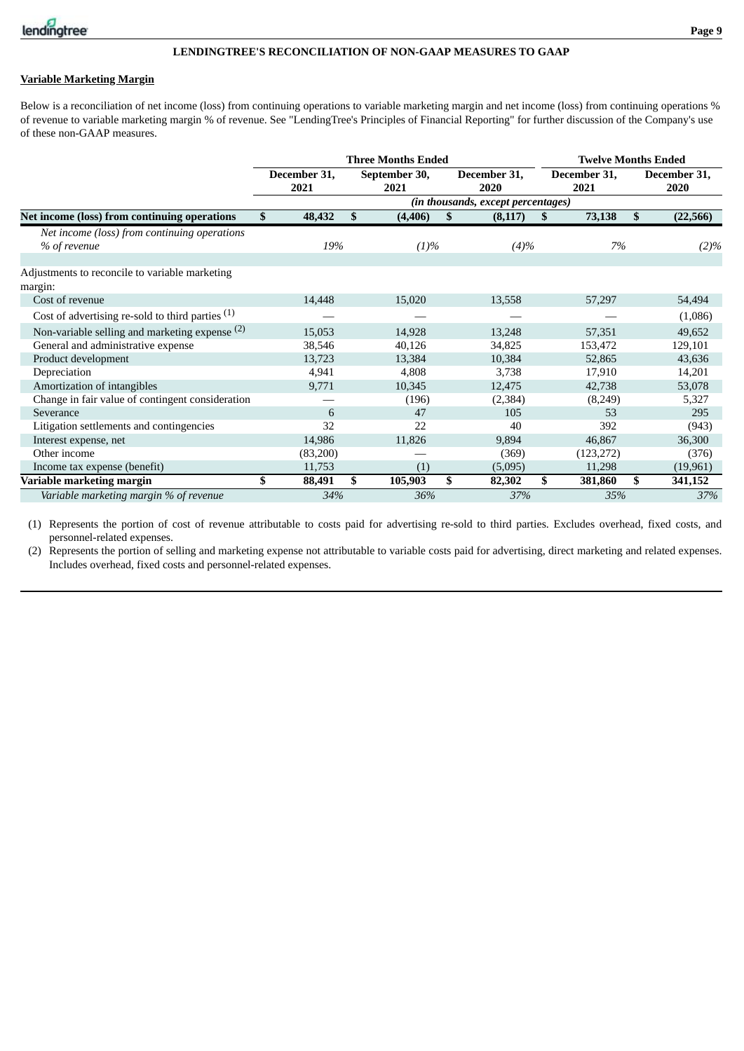## LENDINGTREE'S RECONCILIATION OF NON-GAAP MEASURES TO GAAP

**Variable Marketing Margin**

Below is a reconciliation of net income (loss) from continuing operations to variable marketing margin and net income (loss) from continuing operations % of revenue to variable marketing margin % of revenue. See "LendingTree's Principles of Financial Reporting" for further discussion of the Company's use of these non-GAAP measures.

| | Three Months Ended | | | Twelve Months Ended | |
|---|---|---|---|---|---|
| | December 31, 2021 | September 30, 2021 | December 31, 2020 | December 31, 2021 | December 31, 2020 |
| | *(in thousands, except percentages)* | | | | |
| **Net income (loss) from continuing operations** | **$ 48,432** | **$ (4,406)** | **$ (8,117)** | **$ 73,138** | **$ (22,566)** |
| *Net income (loss) from continuing operations % of revenue* | *19%* | *(1)%* | *(4)%* | *7%* | *(2)%* |
| Adjustments to reconcile to variable marketing margin: | | | | | |
| Cost of revenue | 14,448 | 15,020 | 13,558 | 57,297 | 54,494 |
| Cost of advertising re-sold to third parties (1) | — | — | — | — | (1,086) |
| Non-variable selling and marketing expense (2) | 15,053 | 14,928 | 13,248 | 57,351 | 49,652 |
| General and administrative expense | 38,546 | 40,126 | 34,825 | 153,472 | 129,101 |
| Product development | 13,723 | 13,384 | 10,384 | 52,865 | 43,636 |
| Depreciation | 4,941 | 4,808 | 3,738 | 17,910 | 14,201 |
| Amortization of intangibles | 9,771 | 10,345 | 12,475 | 42,738 | 53,078 |
| Change in fair value of contingent consideration | — | (196) | (2,384) | (8,249) | 5,327 |
| Severance | 6 | 47 | 105 | 53 | 295 |
| Litigation settlements and contingencies | 32 | 22 | 40 | 392 | (943) |
| Interest expense, net | 14,986 | 11,826 | 9,894 | 46,867 | 36,300 |
| Other income | (83,200) | — | (369) | (123,272) | (376) |
| Income tax expense (benefit) | 11,753 | (1) | (5,095) | 11,298 | (19,961) |
| **Variable marketing margin** | **$ 88,491** | **$ 105,903** | **$ 82,302** | **$ 381,860** | **$ 341,152** |
| *Variable marketing margin % of revenue* | *34%* | *36%* | *37%* | *35%* | *37%* |

(1) Represents the portion of cost of revenue attributable to costs paid for advertising re-sold to third parties. Excludes overhead, fixed costs, and personnel-related expenses.

(2) Represents the portion of selling and marketing expense not attributable to variable costs paid for advertising, direct marketing and related expenses. Includes overhead, fixed costs and personnel-related expenses.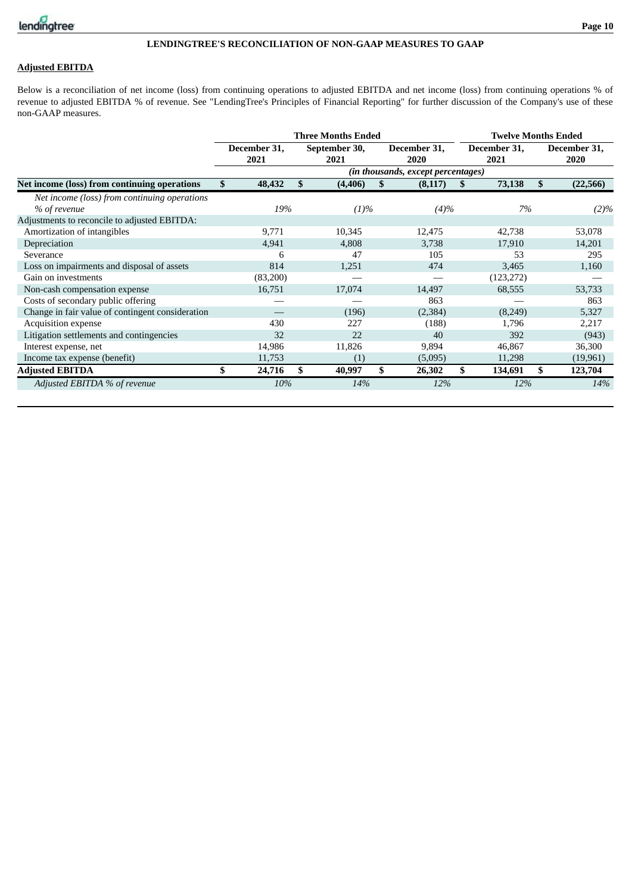# LENDINGTREE'S RECONCILIATION OF NON-GAAP MEASURES TO GAAP

## Adjusted EBITDA

Below is a reconciliation of net income (loss) from continuing operations to adjusted EBITDA and net income (loss) from continuing operations % of revenue to adjusted EBITDA % of revenue. See "LendingTree's Principles of Financial Reporting" for further discussion of the Company's use of these non-GAAP measures.

| | Three Months Ended | | | Twelve Months Ended | |
|---|---|---|---|---|---|
| | December 31, 2021 | September 30, 2021 | December 31, 2020 | December 31, 2021 | December 31, 2020 |
| | *(in thousands, except percentages)* | | | | |
| **Net income (loss) from continuing operations** | **$ 48,432** | **$ (4,406)** | **$ (8,117)** | **$ 73,138** | **$ (22,566)** |
| *Net income (loss) from continuing operations % of revenue* | *19%* | *(1)%* | *(4)%* | *7%* | *(2)%* |
| Adjustments to reconcile to adjusted EBITDA: | | | | | |
| Amortization of intangibles | 9,771 | 10,345 | 12,475 | 42,738 | 53,078 |
| Depreciation | 4,941 | 4,808 | 3,738 | 17,910 | 14,201 |
| Severance | 6 | 47 | 105 | 53 | 295 |
| Loss on impairments and disposal of assets | 814 | 1,251 | 474 | 3,465 | 1,160 |
| Gain on investments | (83,200) | — | — | (123,272) | — |
| Non-cash compensation expense | 16,751 | 17,074 | 14,497 | 68,555 | 53,733 |
| Costs of secondary public offering | — | — | 863 | — | 863 |
| Change in fair value of contingent consideration | — | (196) | (2,384) | (8,249) | 5,327 |
| Acquisition expense | 430 | 227 | (188) | 1,796 | 2,217 |
| Litigation settlements and contingencies | 32 | 22 | 40 | 392 | (943) |
| Interest expense, net | 14,986 | 11,826 | 9,894 | 46,867 | 36,300 |
| Income tax expense (benefit) | 11,753 | (1) | (5,095) | 11,298 | (19,961) |
| **Adjusted EBITDA** | **$ 24,716** | **$ 40,997** | **$ 26,302** | **$ 134,691** | **$ 123,704** |
| *Adjusted EBITDA % of revenue* | *10%* | *14%* | *12%* | *12%* | *14%* |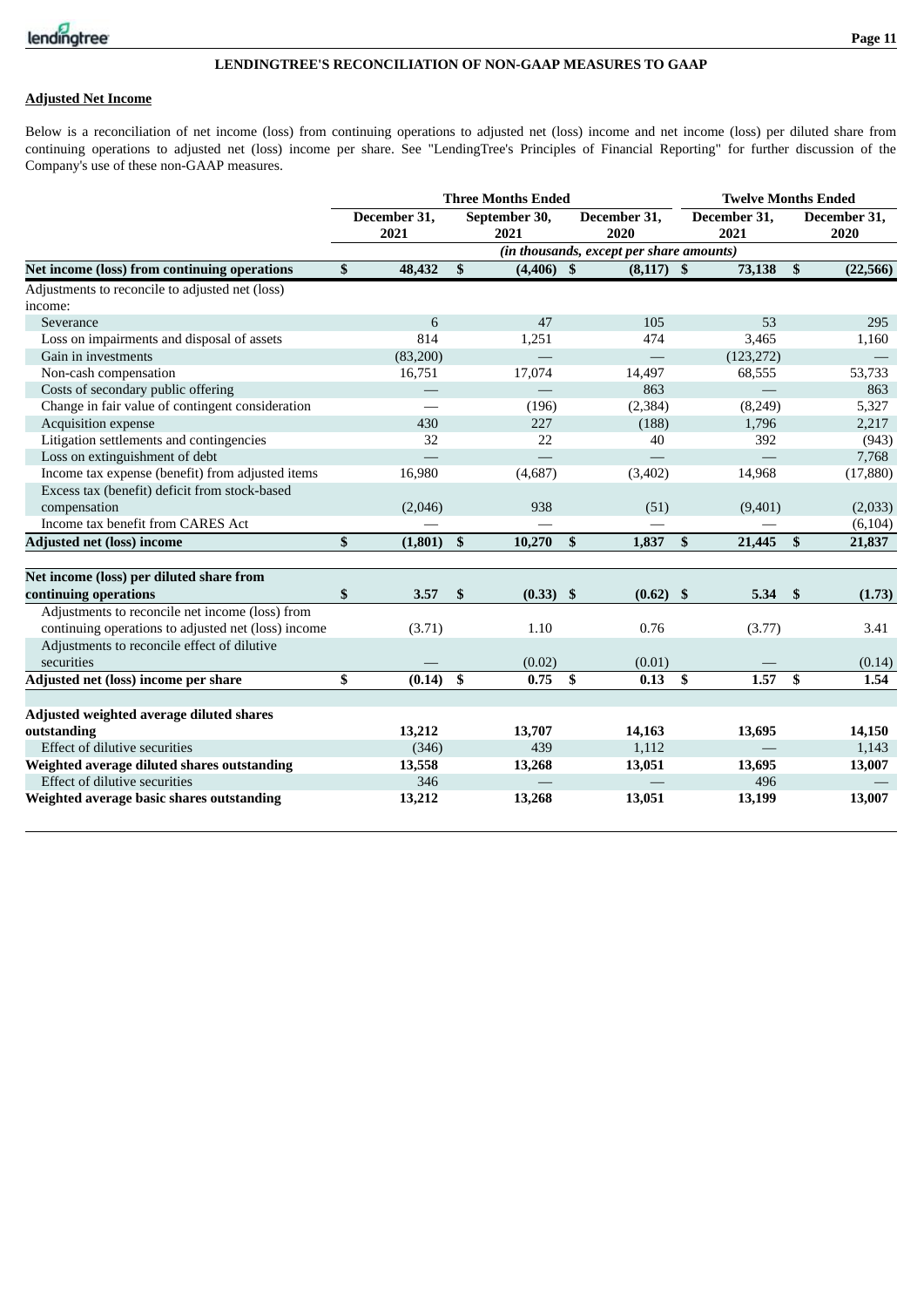## LENDINGTREE'S RECONCILIATION OF NON-GAAP MEASURES TO GAAP

**Adjusted Net Income**

Below is a reconciliation of net income (loss) from continuing operations to adjusted net (loss) income and net income (loss) per diluted share from continuing operations to adjusted net (loss) income per share. See "LendingTree's Principles of Financial Reporting" for further discussion of the Company's use of these non-GAAP measures.

| | Three Months Ended | | | Twelve Months Ended | |
|---|---|---|---|---|---|
| | December 31, 2021 | September 30, 2021 | December 31, 2020 | December 31, 2021 | December 31, 2020 |
| | *(in thousands, except per share amounts)* | | | | |
| **Net income (loss) from continuing operations** | **$ 48,432** | **$ (4,406)** | **$ (8,117)** | **$ 73,138** | **$ (22,566)** |
| Adjustments to reconcile to adjusted net (loss) income: | | | | | |
| Severance | 6 | 47 | 105 | 53 | 295 |
| Loss on impairments and disposal of assets | 814 | 1,251 | 474 | 3,465 | 1,160 |
| Gain in investments | (83,200) | — | — | (123,272) | — |
| Non-cash compensation | 16,751 | 17,074 | 14,497 | 68,555 | 53,733 |
| Costs of secondary public offering | — | — | 863 | — | 863 |
| Change in fair value of contingent consideration | — | (196) | (2,384) | (8,249) | 5,327 |
| Acquisition expense | 430 | 227 | (188) | 1,796 | 2,217 |
| Litigation settlements and contingencies | 32 | 22 | 40 | 392 | (943) |
| Loss on extinguishment of debt | — | — | — | — | 7,768 |
| Income tax expense (benefit) from adjusted items | 16,980 | (4,687) | (3,402) | 14,968 | (17,880) |
| Excess tax (benefit) deficit from stock-based compensation | (2,046) | 938 | (51) | (9,401) | (2,033) |
| Income tax benefit from CARES Act | — | — | — | — | (6,104) |
| **Adjusted net (loss) income** | **$ (1,801)** | **$ 10,270** | **$ 1,837** | **$ 21,445** | **$ 21,837** |
| | | | | | |
| **Net income (loss) per diluted share from continuing operations** | **$ 3.57** | **$ (0.33)** | **$ (0.62)** | **$ 5.34** | **$ (1.73)** |
| Adjustments to reconcile net income (loss) from continuing operations to adjusted net (loss) income | (3.71) | 1.10 | 0.76 | (3.77) | 3.41 |
| Adjustments to reconcile effect of dilutive securities | — | (0.02) | (0.01) | — | (0.14) |
| **Adjusted net (loss) income per share** | **$ (0.14)** | **$ 0.75** | **$ 0.13** | **$ 1.57** | **$ 1.54** |
| | | | | | |
| **Adjusted weighted average diluted shares outstanding** | **13,212** | **13,707** | **14,163** | **13,695** | **14,150** |
| Effect of dilutive securities | (346) | 439 | 1,112 | — | 1,143 |
| **Weighted average diluted shares outstanding** | **13,558** | **13,268** | **13,051** | **13,695** | **13,007** |
| Effect of dilutive securities | 346 | — | — | 496 | — |
| **Weighted average basic shares outstanding** | **13,212** | **13,268** | **13,051** | **13,199** | **13,007** |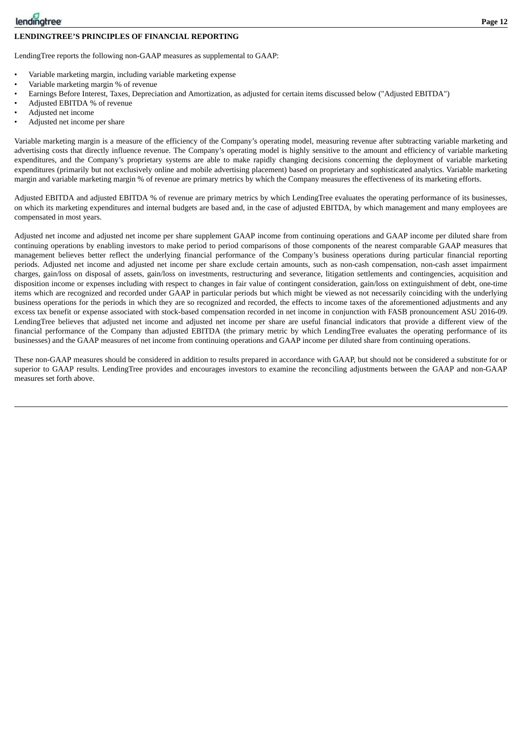## LENDINGTREE'S PRINCIPLES OF FINANCIAL REPORTING

LendingTree reports the following non-GAAP measures as supplemental to GAAP:

- Variable marketing margin, including variable marketing expense
- Variable marketing margin % of revenue
- Earnings Before Interest, Taxes, Depreciation and Amortization, as adjusted for certain items discussed below ("Adjusted EBITDA")
- Adjusted EBITDA % of revenue
- Adjusted net income
- Adjusted net income per share

Variable marketing margin is a measure of the efficiency of the Company's operating model, measuring revenue after subtracting variable marketing and advertising costs that directly influence revenue. The Company's operating model is highly sensitive to the amount and efficiency of variable marketing expenditures, and the Company's proprietary systems are able to make rapidly changing decisions concerning the deployment of variable marketing expenditures (primarily but not exclusively online and mobile advertising placement) based on proprietary and sophisticated analytics. Variable marketing margin and variable marketing margin % of revenue are primary metrics by which the Company measures the effectiveness of its marketing efforts.

Adjusted EBITDA and adjusted EBITDA % of revenue are primary metrics by which LendingTree evaluates the operating performance of its businesses, on which its marketing expenditures and internal budgets are based and, in the case of adjusted EBITDA, by which management and many employees are compensated in most years.

Adjusted net income and adjusted net income per share supplement GAAP income from continuing operations and GAAP income per diluted share from continuing operations by enabling investors to make period to period comparisons of those components of the nearest comparable GAAP measures that management believes better reflect the underlying financial performance of the Company's business operations during particular financial reporting periods. Adjusted net income and adjusted net income per share exclude certain amounts, such as non-cash compensation, non-cash asset impairment charges, gain/loss on disposal of assets, gain/loss on investments, restructuring and severance, litigation settlements and contingencies, acquisition and disposition income or expenses including with respect to changes in fair value of contingent consideration, gain/loss on extinguishment of debt, one-time items which are recognized and recorded under GAAP in particular periods but which might be viewed as not necessarily coinciding with the underlying business operations for the periods in which they are so recognized and recorded, the effects to income taxes of the aforementioned adjustments and any excess tax benefit or expense associated with stock-based compensation recorded in net income in conjunction with FASB pronouncement ASU 2016-09. LendingTree believes that adjusted net income and adjusted net income per share are useful financial indicators that provide a different view of the financial performance of the Company than adjusted EBITDA (the primary metric by which LendingTree evaluates the operating performance of its businesses) and the GAAP measures of net income from continuing operations and GAAP income per diluted share from continuing operations.

These non-GAAP measures should be considered in addition to results prepared in accordance with GAAP, but should not be considered a substitute for or superior to GAAP results. LendingTree provides and encourages investors to examine the reconciling adjustments between the GAAP and non-GAAP measures set forth above.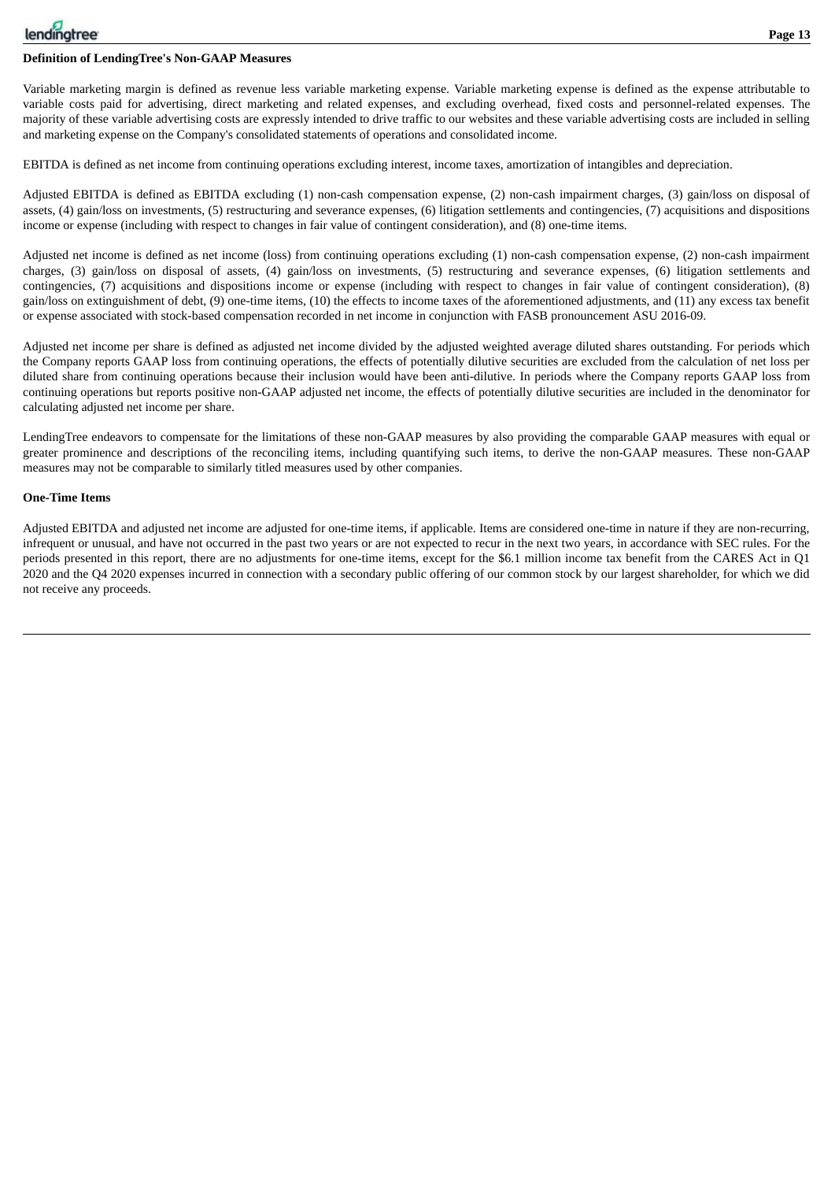**Definition of LendingTree's Non-GAAP Measures**

Variable marketing margin is defined as revenue less variable marketing expense. Variable marketing expense is defined as the expense attributable to variable costs paid for advertising, direct marketing and related expenses, and excluding overhead, fixed costs and personnel-related expenses. The majority of these variable advertising costs are expressly intended to drive traffic to our websites and these variable advertising costs are included in selling and marketing expense on the Company's consolidated statements of operations and consolidated income.

EBITDA is defined as net income from continuing operations excluding interest, income taxes, amortization of intangibles and depreciation.

Adjusted EBITDA is defined as EBITDA excluding (1) non-cash compensation expense, (2) non-cash impairment charges, (3) gain/loss on disposal of assets, (4) gain/loss on investments, (5) restructuring and severance expenses, (6) litigation settlements and contingencies, (7) acquisitions and dispositions income or expense (including with respect to changes in fair value of contingent consideration), and (8) one-time items.

Adjusted net income is defined as net income (loss) from continuing operations excluding (1) non-cash compensation expense, (2) non-cash impairment charges, (3) gain/loss on disposal of assets, (4) gain/loss on investments, (5) restructuring and severance expenses, (6) litigation settlements and contingencies, (7) acquisitions and dispositions income or expense (including with respect to changes in fair value of contingent consideration), (8) gain/loss on extinguishment of debt, (9) one-time items, (10) the effects to income taxes of the aforementioned adjustments, and (11) any excess tax benefit or expense associated with stock-based compensation recorded in net income in conjunction with FASB pronouncement ASU 2016-09.

Adjusted net income per share is defined as adjusted net income divided by the adjusted weighted average diluted shares outstanding. For periods which the Company reports GAAP loss from continuing operations, the effects of potentially dilutive securities are excluded from the calculation of net loss per diluted share from continuing operations because their inclusion would have been anti-dilutive. In periods where the Company reports GAAP loss from continuing operations but reports positive non-GAAP adjusted net income, the effects of potentially dilutive securities are included in the denominator for calculating adjusted net income per share.

LendingTree endeavors to compensate for the limitations of these non-GAAP measures by also providing the comparable GAAP measures with equal or greater prominence and descriptions of the reconciling items, including quantifying such items, to derive the non-GAAP measures. These non-GAAP measures may not be comparable to similarly titled measures used by other companies.

**One-Time Items**

Adjusted EBITDA and adjusted net income are adjusted for one-time items, if applicable. Items are considered one-time in nature if they are non-recurring, infrequent or unusual, and have not occurred in the past two years or are not expected to recur in the next two years, in accordance with SEC rules. For the periods presented in this report, there are no adjustments for one-time items, except for the $6.1 million income tax benefit from the CARES Act in Q1 2020 and the Q4 2020 expenses incurred in connection with a secondary public offering of our common stock by our largest shareholder, for which we did not receive any proceeds.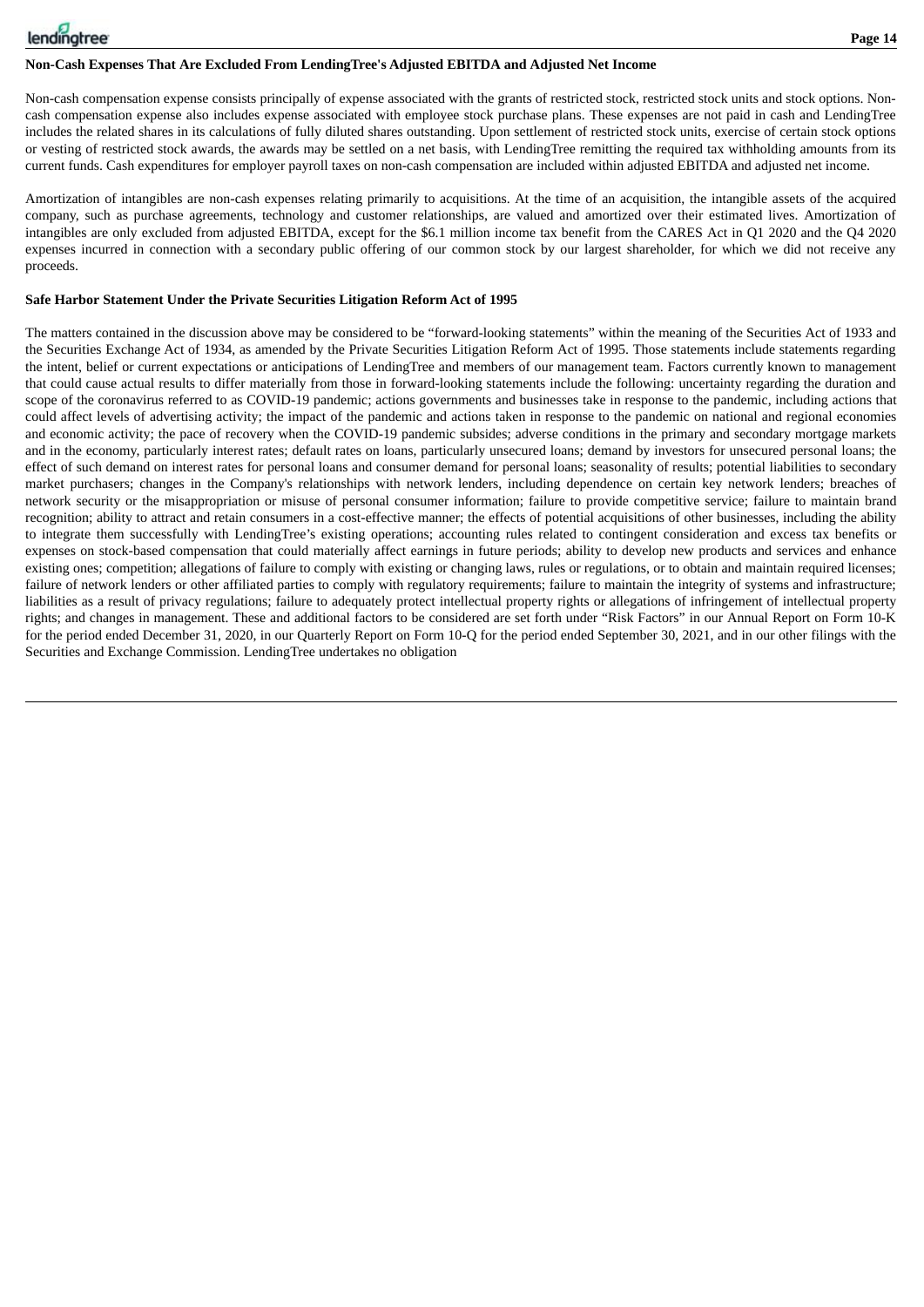### Non-Cash Expenses That Are Excluded From LendingTree's Adjusted EBITDA and Adjusted Net Income

Non-cash compensation expense consists principally of expense associated with the grants of restricted stock, restricted stock units and stock options. Non-cash compensation expense also includes expense associated with employee stock purchase plans. These expenses are not paid in cash and LendingTree includes the related shares in its calculations of fully diluted shares outstanding. Upon settlement of restricted stock units, exercise of certain stock options or vesting of restricted stock awards, the awards may be settled on a net basis, with LendingTree remitting the required tax withholding amounts from its current funds. Cash expenditures for employer payroll taxes on non-cash compensation are included within adjusted EBITDA and adjusted net income.

Amortization of intangibles are non-cash expenses relating primarily to acquisitions. At the time of an acquisition, the intangible assets of the acquired company, such as purchase agreements, technology and customer relationships, are valued and amortized over their estimated lives. Amortization of intangibles are only excluded from adjusted EBITDA, except for the $6.1 million income tax benefit from the CARES Act in Q1 2020 and the Q4 2020 expenses incurred in connection with a secondary public offering of our common stock by our largest shareholder, for which we did not receive any proceeds.

### Safe Harbor Statement Under the Private Securities Litigation Reform Act of 1995

The matters contained in the discussion above may be considered to be "forward-looking statements" within the meaning of the Securities Act of 1933 and the Securities Exchange Act of 1934, as amended by the Private Securities Litigation Reform Act of 1995. Those statements include statements regarding the intent, belief or current expectations or anticipations of LendingTree and members of our management team. Factors currently known to management that could cause actual results to differ materially from those in forward-looking statements include the following: uncertainty regarding the duration and scope of the coronavirus referred to as COVID-19 pandemic; actions governments and businesses take in response to the pandemic, including actions that could affect levels of advertising activity; the impact of the pandemic and actions taken in response to the pandemic on national and regional economies and economic activity; the pace of recovery when the COVID-19 pandemic subsides; adverse conditions in the primary and secondary mortgage markets and in the economy, particularly interest rates; default rates on loans, particularly unsecured loans; demand by investors for unsecured personal loans; the effect of such demand on interest rates for personal loans and consumer demand for personal loans; seasonality of results; potential liabilities to secondary market purchasers; changes in the Company's relationships with network lenders, including dependence on certain key network lenders; breaches of network security or the misappropriation or misuse of personal consumer information; failure to provide competitive service; failure to maintain brand recognition; ability to attract and retain consumers in a cost-effective manner; the effects of potential acquisitions of other businesses, including the ability to integrate them successfully with LendingTree's existing operations; accounting rules related to contingent consideration and excess tax benefits or expenses on stock-based compensation that could materially affect earnings in future periods; ability to develop new products and services and enhance existing ones; competition; allegations of failure to comply with existing or changing laws, rules or regulations, or to obtain and maintain required licenses; failure of network lenders or other affiliated parties to comply with regulatory requirements; failure to maintain the integrity of systems and infrastructure; liabilities as a result of privacy regulations; failure to adequately protect intellectual property rights or allegations of infringement of intellectual property rights; and changes in management. These and additional factors to be considered are set forth under "Risk Factors" in our Annual Report on Form 10-K for the period ended December 31, 2020, in our Quarterly Report on Form 10-Q for the period ended September 30, 2021, and in our other filings with the Securities and Exchange Commission. LendingTree undertakes no obligation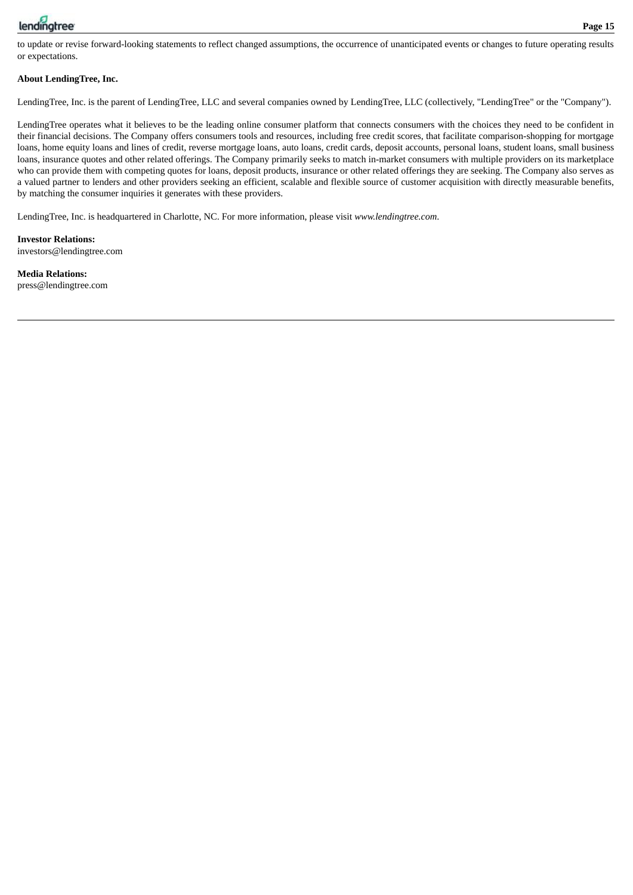to update or revise forward-looking statements to reflect changed assumptions, the occurrence of unanticipated events or changes to future operating results or expectations.

**About LendingTree, Inc.**

LendingTree, Inc. is the parent of LendingTree, LLC and several companies owned by LendingTree, LLC (collectively, "LendingTree" or the "Company").

LendingTree operates what it believes to be the leading online consumer platform that connects consumers with the choices they need to be confident in their financial decisions. The Company offers consumers tools and resources, including free credit scores, that facilitate comparison-shopping for mortgage loans, home equity loans and lines of credit, reverse mortgage loans, auto loans, credit cards, deposit accounts, personal loans, student loans, small business loans, insurance quotes and other related offerings. The Company primarily seeks to match in-market consumers with multiple providers on its marketplace who can provide them with competing quotes for loans, deposit products, insurance or other related offerings they are seeking. The Company also serves as a valued partner to lenders and other providers seeking an efficient, scalable and flexible source of customer acquisition with directly measurable benefits, by matching the consumer inquiries it generates with these providers.

LendingTree, Inc. is headquartered in Charlotte, NC. For more information, please visit *www.lendingtree.com*.

**Investor Relations:**
investors@lendingtree.com

**Media Relations:**
press@lendingtree.com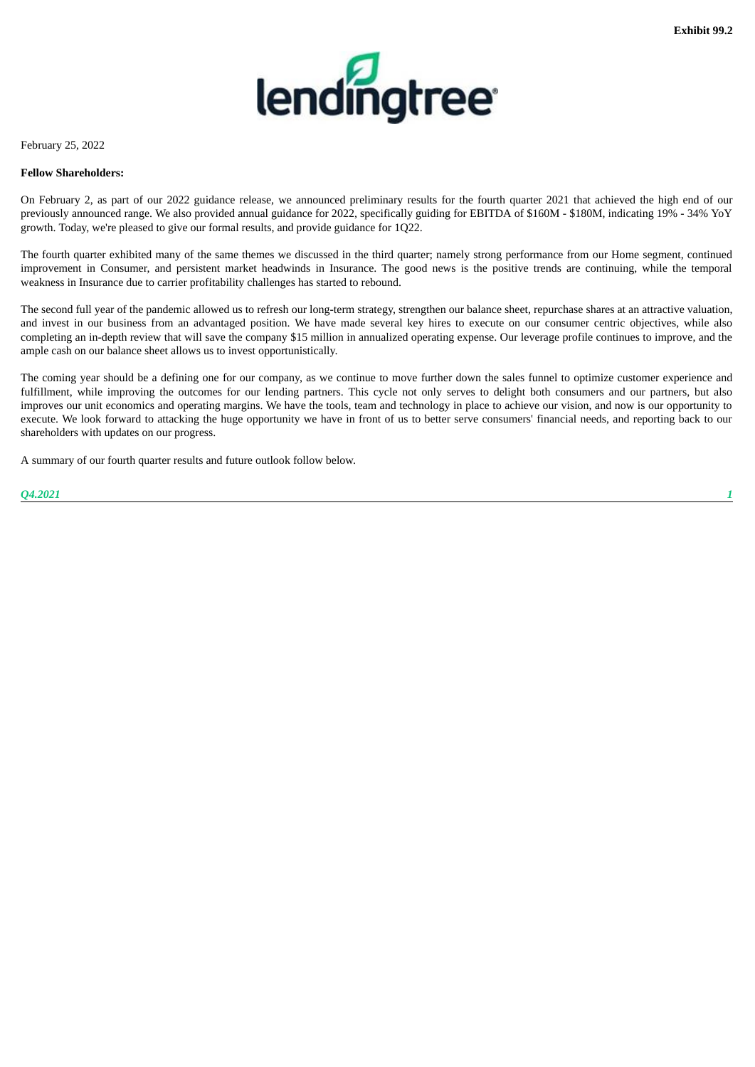**Exhibit 99.2**

February 25, 2022

**Fellow Shareholders:**

On February 2, as part of our 2022 guidance release, we announced preliminary results for the fourth quarter 2021 that achieved the high end of our previously announced range. We also provided annual guidance for 2022, specifically guiding for EBITDA of $160M - $180M, indicating 19% - 34% YoY growth. Today, we're pleased to give our formal results, and provide guidance for 1Q22.

The fourth quarter exhibited many of the same themes we discussed in the third quarter; namely strong performance from our Home segment, continued improvement in Consumer, and persistent market headwinds in Insurance. The good news is the positive trends are continuing, while the temporal weakness in Insurance due to carrier profitability challenges has started to rebound.

The second full year of the pandemic allowed us to refresh our long-term strategy, strengthen our balance sheet, repurchase shares at an attractive valuation, and invest in our business from an advantaged position. We have made several key hires to execute on our consumer centric objectives, while also completing an in-depth review that will save the company $15 million in annualized operating expense. Our leverage profile continues to improve, and the ample cash on our balance sheet allows us to invest opportunistically.

The coming year should be a defining one for our company, as we continue to move further down the sales funnel to optimize customer experience and fulfillment, while improving the outcomes for our lending partners. This cycle not only serves to delight both consumers and our partners, but also improves our unit economics and operating margins. We have the tools, team and technology in place to achieve our vision, and now is our opportunity to execute. We look forward to attacking the huge opportunity we have in front of us to better serve consumers' financial needs, and reporting back to our shareholders with updates on our progress.

A summary of our fourth quarter results and future outlook follow below.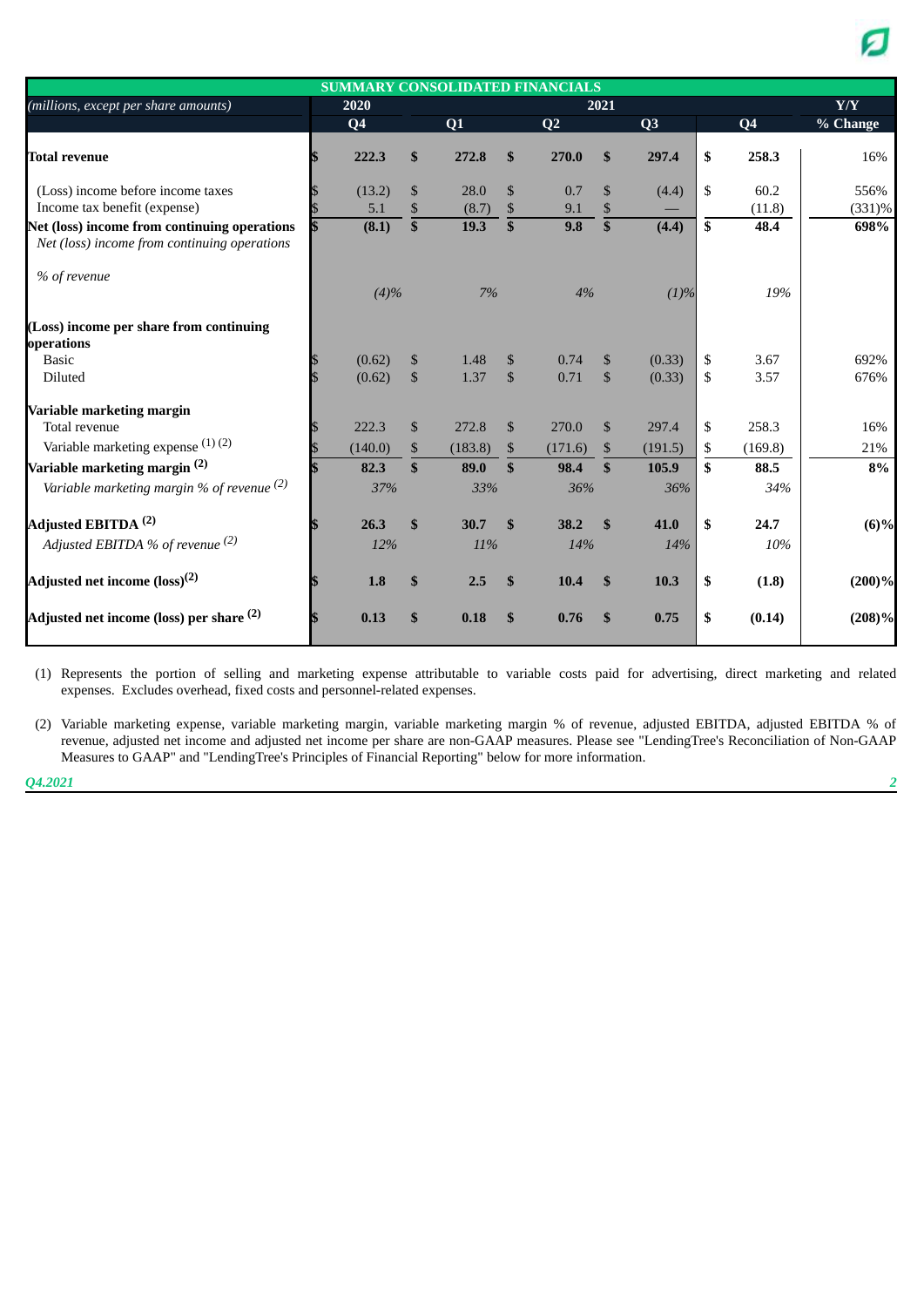| SUMMARY CONSOLIDATED FINANCIALS | | | | | | |
|---|---|---|---|---|---|---|
| *(millions, except per share amounts)* | 2020 | 2021 | | | | Y/Y |
| | Q4 | Q1 | Q2 | Q3 | Q4 | % Change |
| **Total revenue** | **$ 222.3** | **$ 272.8** | **$ 270.0** | **$ 297.4** | **$ 258.3** | 16% |
| (Loss) income before income taxes | $ (13.2) | $ 28.0 | $ 0.7 | $ (4.4) | $ 60.2 | 556% |
| Income tax benefit (expense) | $ 5.1 | $ (8.7) | $ 9.1 | $ — | (11.8) | (331)% |
| **Net (loss) income from continuing operations** | **$ (8.1)** | **$ 19.3** | **$ 9.8** | **$ (4.4)** | **$ 48.4** | **698%** |
| *Net (loss) income from continuing operations % of revenue* | *(4)%* | *7%* | *4%* | *(1)%* | *19%* | |
| **(Loss) income per share from continuing operations** | | | | | | |
| Basic | $ (0.62) | $ 1.48 | $ 0.74 | $ (0.33) | $ 3.67 | 692% |
| Diluted | $ (0.62) | $ 1.37 | $ 0.71 | $ (0.33) | $ 3.57 | 676% |
| **Variable marketing margin** | | | | | | |
| Total revenue | $ 222.3 | $ 272.8 | $ 270.0 | $ 297.4 | $ 258.3 | 16% |
| Variable marketing expense (1) (2) | $ (140.0) | $ (183.8) | $ (171.6) | $ (191.5) | $ (169.8) | 21% |
| **Variable marketing margin (2)** | **$ 82.3** | **$ 89.0** | **$ 98.4** | **$ 105.9** | **$ 88.5** | **8%** |
| *Variable marketing margin % of revenue (2)* | *37%* | *33%* | *36%* | *36%* | *34%* | |
| **Adjusted EBITDA (2)** | **$ 26.3** | **$ 30.7** | **$ 38.2** | **$ 41.0** | **$ 24.7** | **(6)%** |
| *Adjusted EBITDA % of revenue (2)* | *12%* | *11%* | *14%* | *14%* | *10%* | |
| **Adjusted net income (loss)(2)** | **$ 1.8** | **$ 2.5** | **$ 10.4** | **$ 10.3** | **$ (1.8)** | **(200)%** |
| **Adjusted net income (loss) per share (2)** | **$ 0.13** | **$ 0.18** | **$ 0.76** | **$ 0.75** | **$ (0.14)** | **(208)%** |

(1) Represents the portion of selling and marketing expense attributable to variable costs paid for advertising, direct marketing and related expenses. Excludes overhead, fixed costs and personnel-related expenses.

(2) Variable marketing expense, variable marketing margin, variable marketing margin % of revenue, adjusted EBITDA, adjusted EBITDA % of revenue, adjusted net income and adjusted net income per share are non-GAAP measures. Please see "LendingTree's Reconciliation of Non-GAAP Measures to GAAP" and "LendingTree's Principles of Financial Reporting" below for more information.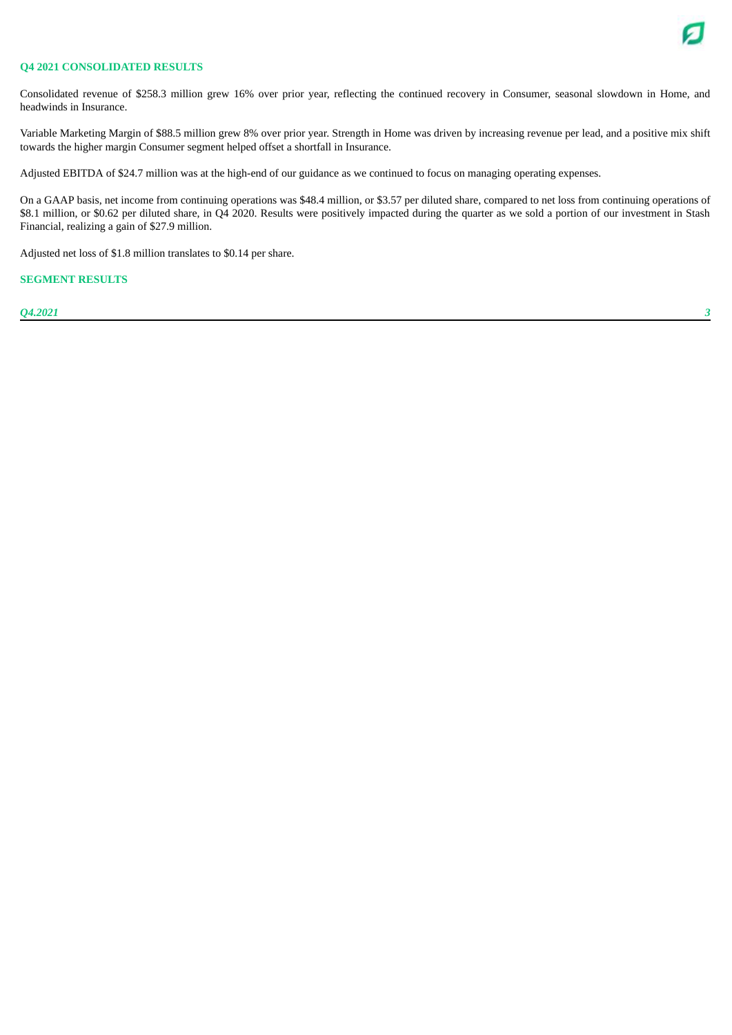## Q4 2021 CONSOLIDATED RESULTS

Consolidated revenue of $258.3 million grew 16% over prior year, reflecting the continued recovery in Consumer, seasonal slowdown in Home, and headwinds in Insurance.

Variable Marketing Margin of $88.5 million grew 8% over prior year. Strength in Home was driven by increasing revenue per lead, and a positive mix shift towards the higher margin Consumer segment helped offset a shortfall in Insurance.

Adjusted EBITDA of $24.7 million was at the high-end of our guidance as we continued to focus on managing operating expenses.

On a GAAP basis, net income from continuing operations was $48.4 million, or $3.57 per diluted share, compared to net loss from continuing operations of $8.1 million, or $0.62 per diluted share, in Q4 2020. Results were positively impacted during the quarter as we sold a portion of our investment in Stash Financial, realizing a gain of $27.9 million.

Adjusted net loss of $1.8 million translates to $0.14 per share.

## SEGMENT RESULTS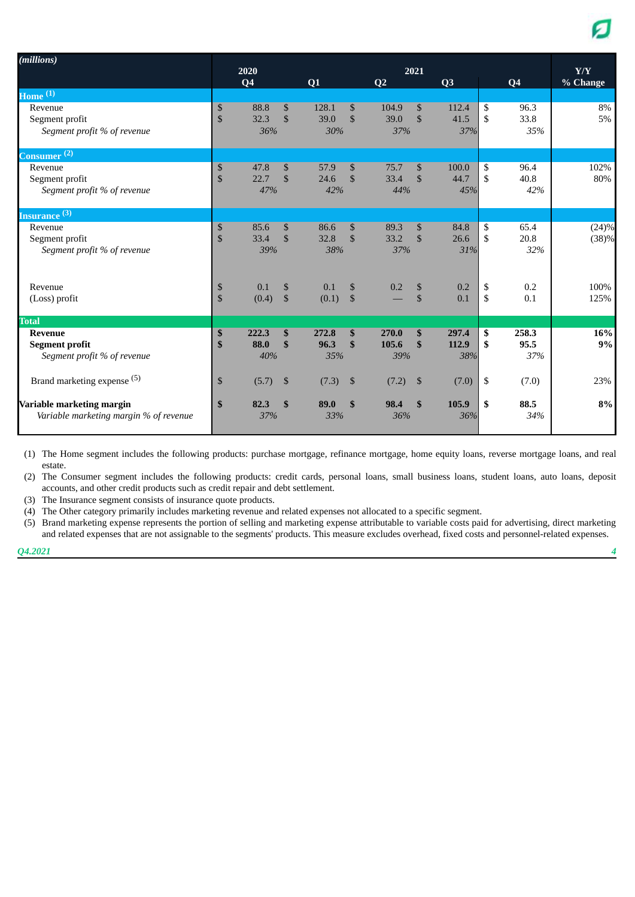| (millions) | 2020 | 2021 | | | | Y/Y |
|---|---|---|---|---|---|---|
| | Q4 | Q1 | Q2 | Q3 | Q4 | % Change |
| **Home** [1] | | | | | | |
| Revenue | $ 88.8 | $ 128.1 | $ 104.9 | $ 112.4 | $ 96.3 | 8% |
| Segment profit | $ 32.3 | $ 39.0 | $ 39.0 | $ 41.5 | $ 33.8 | 5% |
| *Segment profit % of revenue* | *36%* | *30%* | *37%* | *37%* | *35%* | |
| **Consumer** [2] | | | | | | |
| Revenue | $ 47.8 | $ 57.9 | $ 75.7 | $ 100.0 | $ 96.4 | 102% |
| Segment profit | $ 22.7 | $ 24.6 | $ 33.4 | $ 44.7 | $ 40.8 | 80% |
| *Segment profit % of revenue* | *47%* | *42%* | *44%* | *45%* | *42%* | |
| **Insurance** [3] | | | | | | |
| Revenue | $ 85.6 | $ 86.6 | $ 89.3 | $ 84.8 | $ 65.4 | (24)% |
| Segment profit | $ 33.4 | $ 32.8 | $ 33.2 | $ 26.6 | $ 20.8 | (38)% |
| *Segment profit % of revenue* | *39%* | *38%* | *37%* | *31%* | *32%* | |
| Revenue | $ 0.1 | $ 0.1 | $ 0.2 | $ 0.2 | $ 0.2 | 100% |
| (Loss) profit | $ (0.4) | $ (0.1) | $ — | $ 0.1 | $ 0.1 | 125% |
| **Total** | | | | | | |
| **Revenue** | **$ 222.3** | **$ 272.8** | **$ 270.0** | **$ 297.4** | **$ 258.3** | **16%** |
| **Segment profit** | **$ 88.0** | **$ 96.3** | **$ 105.6** | **$ 112.9** | **$ 95.5** | **9%** |
| *Segment profit % of revenue* | *40%* | *35%* | *39%* | *38%* | *37%* | |
| Brand marketing expense [5] | $ (5.7) | $ (7.3) | $ (7.2) | $ (7.0) | $ (7.0) | 23% |
| **Variable marketing margin** | **$ 82.3** | **$ 89.0** | **$ 98.4** | **$ 105.9** | **$ 88.5** | **8%** |
| *Variable marketing margin % of revenue* | *37%* | *33%* | *36%* | *36%* | *34%* | |

(1) The Home segment includes the following products: purchase mortgage, refinance mortgage, home equity loans, reverse mortgage loans, and real estate.

(2) The Consumer segment includes the following products: credit cards, personal loans, small business loans, student loans, auto loans, deposit accounts, and other credit products such as credit repair and debt settlement.

(3) The Insurance segment consists of insurance quote products.

(4) The Other category primarily includes marketing revenue and related expenses not allocated to a specific segment.

(5) Brand marketing expense represents the portion of selling and marketing expense attributable to variable costs paid for advertising, direct marketing and related expenses that are not assignable to the segments' products. This measure excludes overhead, fixed costs and personnel-related expenses.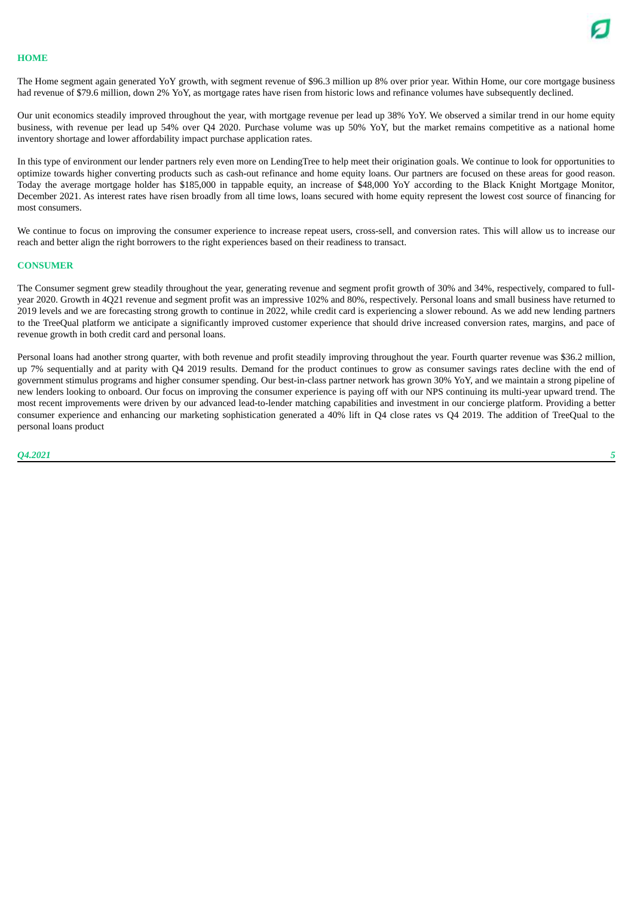## HOME

The Home segment again generated YoY growth, with segment revenue of $96.3 million up 8% over prior year. Within Home, our core mortgage business had revenue of $79.6 million, down 2% YoY, as mortgage rates have risen from historic lows and refinance volumes have subsequently declined.

Our unit economics steadily improved throughout the year, with mortgage revenue per lead up 38% YoY. We observed a similar trend in our home equity business, with revenue per lead up 54% over Q4 2020. Purchase volume was up 50% YoY, but the market remains competitive as a national home inventory shortage and lower affordability impact purchase application rates.

In this type of environment our lender partners rely even more on LendingTree to help meet their origination goals. We continue to look for opportunities to optimize towards higher converting products such as cash-out refinance and home equity loans. Our partners are focused on these areas for good reason. Today the average mortgage holder has $185,000 in tappable equity, an increase of $48,000 YoY according to the Black Knight Mortgage Monitor, December 2021. As interest rates have risen broadly from all time lows, loans secured with home equity represent the lowest cost source of financing for most consumers.

We continue to focus on improving the consumer experience to increase repeat users, cross-sell, and conversion rates. This will allow us to increase our reach and better align the right borrowers to the right experiences based on their readiness to transact.

## CONSUMER

The Consumer segment grew steadily throughout the year, generating revenue and segment profit growth of 30% and 34%, respectively, compared to full-year 2020. Growth in 4Q21 revenue and segment profit was an impressive 102% and 80%, respectively. Personal loans and small business have returned to 2019 levels and we are forecasting strong growth to continue in 2022, while credit card is experiencing a slower rebound. As we add new lending partners to the TreeQual platform we anticipate a significantly improved customer experience that should drive increased conversion rates, margins, and pace of revenue growth in both credit card and personal loans.

Personal loans had another strong quarter, with both revenue and profit steadily improving throughout the year. Fourth quarter revenue was $36.2 million, up 7% sequentially and at parity with Q4 2019 results. Demand for the product continues to grow as consumer savings rates decline with the end of government stimulus programs and higher consumer spending. Our best-in-class partner network has grown 30% YoY, and we maintain a strong pipeline of new lenders looking to onboard. Our focus on improving the consumer experience is paying off with our NPS continuing its multi-year upward trend. The most recent improvements were driven by our advanced lead-to-lender matching capabilities and investment in our concierge platform. Providing a better consumer experience and enhancing our marketing sophistication generated a 40% lift in Q4 close rates vs Q4 2019. The addition of TreeQual to the personal loans product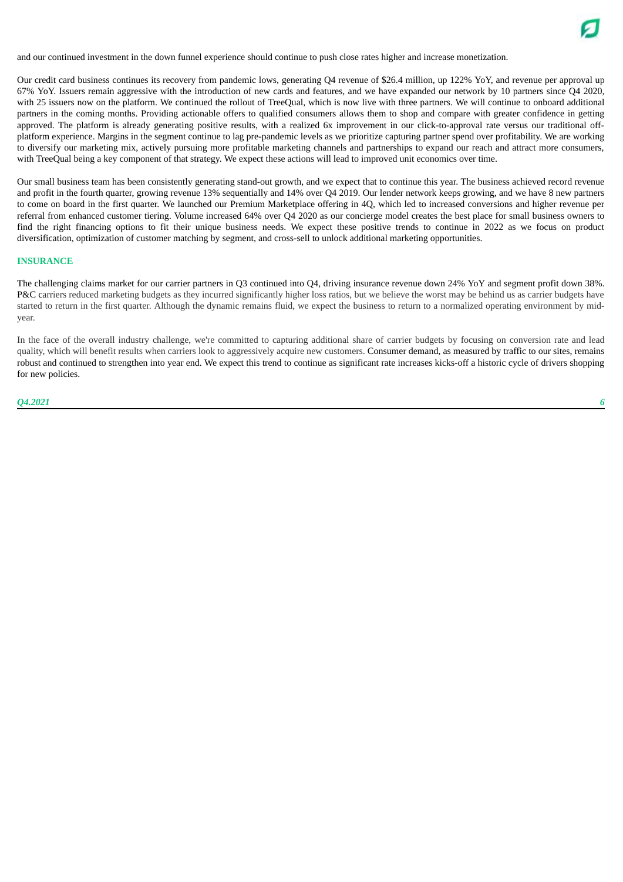and our continued investment in the down funnel experience should continue to push close rates higher and increase monetization.

Our credit card business continues its recovery from pandemic lows, generating Q4 revenue of $26.4 million, up 122% YoY, and revenue per approval up 67% YoY. Issuers remain aggressive with the introduction of new cards and features, and we have expanded our network by 10 partners since Q4 2020, with 25 issuers now on the platform. We continued the rollout of TreeQual, which is now live with three partners. We will continue to onboard additional partners in the coming months. Providing actionable offers to qualified consumers allows them to shop and compare with greater confidence in getting approved. The platform is already generating positive results, with a realized 6x improvement in our click-to-approval rate versus our traditional off-platform experience. Margins in the segment continue to lag pre-pandemic levels as we prioritize capturing partner spend over profitability. We are working to diversify our marketing mix, actively pursuing more profitable marketing channels and partnerships to expand our reach and attract more consumers, with TreeQual being a key component of that strategy. We expect these actions will lead to improved unit economics over time.

Our small business team has been consistently generating stand-out growth, and we expect that to continue this year. The business achieved record revenue and profit in the fourth quarter, growing revenue 13% sequentially and 14% over Q4 2019. Our lender network keeps growing, and we have 8 new partners to come on board in the first quarter. We launched our Premium Marketplace offering in 4Q, which led to increased conversions and higher revenue per referral from enhanced customer tiering. Volume increased 64% over Q4 2020 as our concierge model creates the best place for small business owners to find the right financing options to fit their unique business needs. We expect these positive trends to continue in 2022 as we focus on product diversification, optimization of customer matching by segment, and cross-sell to unlock additional marketing opportunities.

## INSURANCE

The challenging claims market for our carrier partners in Q3 continued into Q4, driving insurance revenue down 24% YoY and segment profit down 38%. P&C carriers reduced marketing budgets as they incurred significantly higher loss ratios, but we believe the worst may be behind us as carrier budgets have started to return in the first quarter. Although the dynamic remains fluid, we expect the business to return to a normalized operating environment by mid-year.

In the face of the overall industry challenge, we're committed to capturing additional share of carrier budgets by focusing on conversion rate and lead quality, which will benefit results when carriers look to aggressively acquire new customers. Consumer demand, as measured by traffic to our sites, remains robust and continued to strengthen into year end. We expect this trend to continue as significant rate increases kicks-off a historic cycle of drivers shopping for new policies.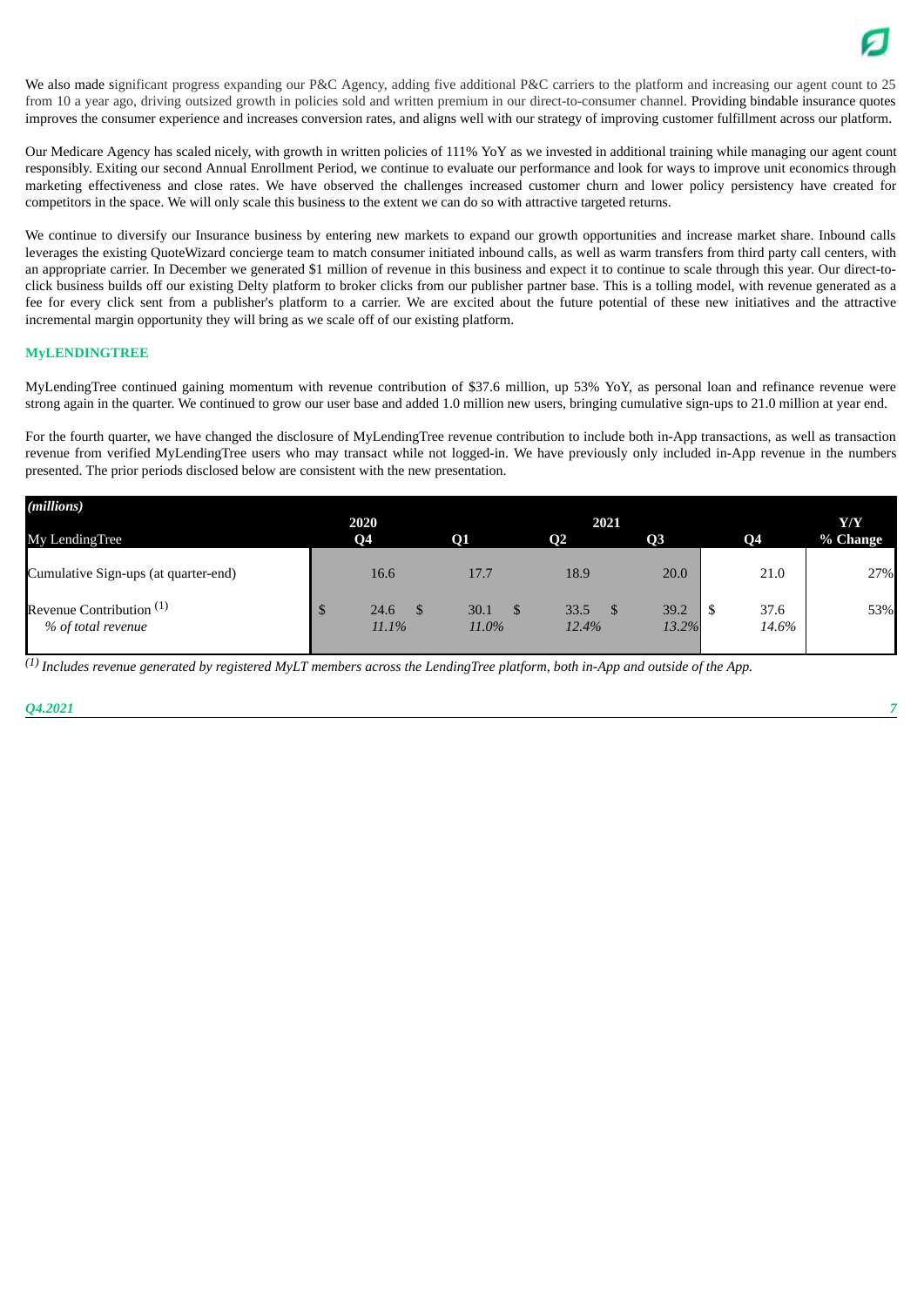We also made significant progress expanding our P&C Agency, adding five additional P&C carriers to the platform and increasing our agent count to 25 from 10 a year ago, driving outsized growth in policies sold and written premium in our direct-to-consumer channel. Providing bindable insurance quotes improves the consumer experience and increases conversion rates, and aligns well with our strategy of improving customer fulfillment across our platform.

Our Medicare Agency has scaled nicely, with growth in written policies of 111% YoY as we invested in additional training while managing our agent count responsibly. Exiting our second Annual Enrollment Period, we continue to evaluate our performance and look for ways to improve unit economics through marketing effectiveness and close rates. We have observed the challenges increased customer churn and lower policy persistency have created for competitors in the space. We will only scale this business to the extent we can do so with attractive targeted returns.

We continue to diversify our Insurance business by entering new markets to expand our growth opportunities and increase market share. Inbound calls leverages the existing QuoteWizard concierge team to match consumer initiated inbound calls, as well as warm transfers from third party call centers, with an appropriate carrier. In December we generated $1 million of revenue in this business and expect it to continue to scale through this year. Our direct-to-click business builds off our existing Delty platform to broker clicks from our publisher partner base. This is a tolling model, with revenue generated as a fee for every click sent from a publisher's platform to a carrier. We are excited about the future potential of these new initiatives and the attractive incremental margin opportunity they will bring as we scale off of our existing platform.

## MyLENDINGTREE

MyLendingTree continued gaining momentum with revenue contribution of $37.6 million, up 53% YoY, as personal loan and refinance revenue were strong again in the quarter. We continued to grow our user base and added 1.0 million new users, bringing cumulative sign-ups to 21.0 million at year end.

For the fourth quarter, we have changed the disclosure of MyLendingTree revenue contribution to include both in-App transactions, as well as transaction revenue from verified MyLendingTree users who may transact while not logged-in. We have previously only included in-App revenue in the numbers presented. The prior periods disclosed below are consistent with the new presentation.

| *(millions)* | 2020 | 2021 | | | | Y/Y |
|---|---|---|---|---|---|---|
| My LendingTree | Q4 | Q1 | Q2 | Q3 | Q4 | % Change |
| Cumulative Sign-ups (at quarter-end) | 16.6 | 17.7 | 18.9 | 20.0 | 21.0 | 27% |
| Revenue Contribution [(1)] | $ 24.6 | $ 30.1 | $ 33.5 | $ 39.2 | $ 37.6 | 53% |
| *% of total revenue* | *11.1%* | *11.0%* | *12.4%* | *13.2%* | *14.6%* | |

[(1)] *Includes revenue generated by registered MyLT members across the LendingTree platform, both in-App and outside of the App.*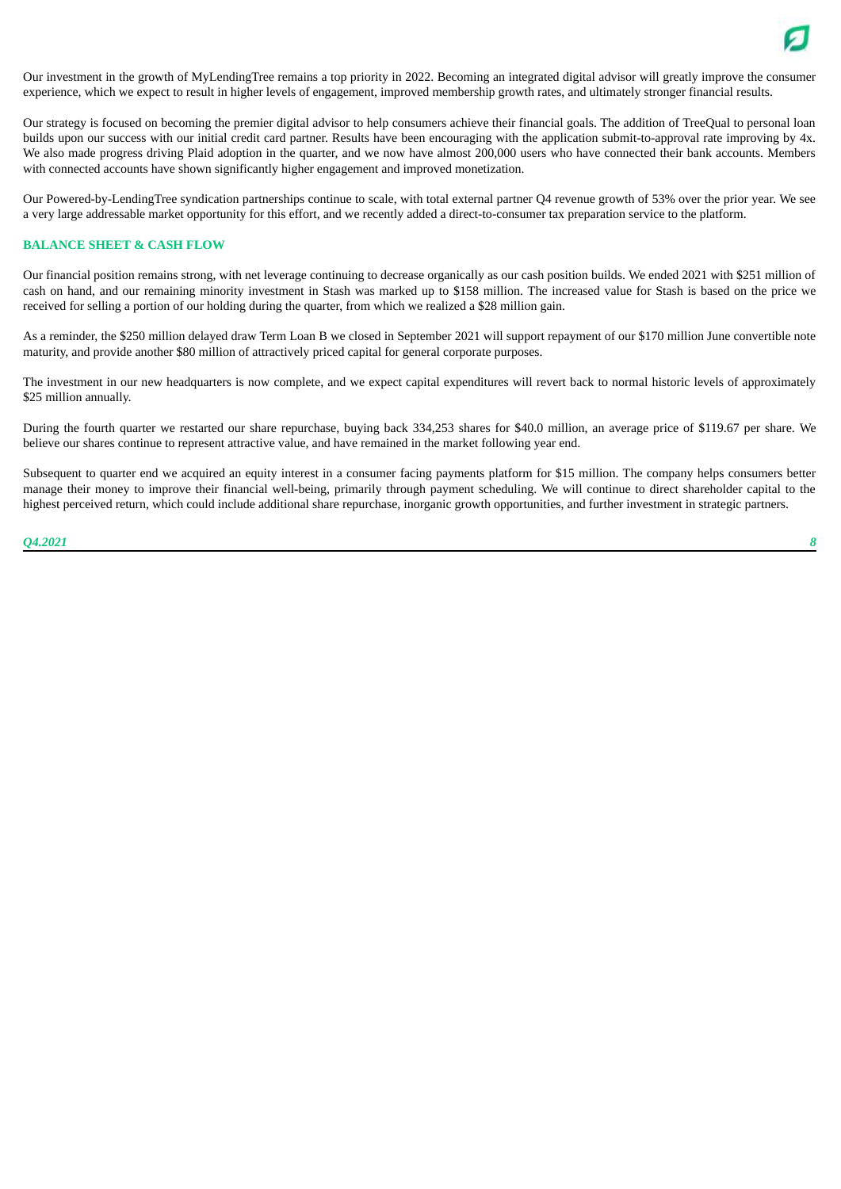Our investment in the growth of MyLendingTree remains a top priority in 2022. Becoming an integrated digital advisor will greatly improve the consumer experience, which we expect to result in higher levels of engagement, improved membership growth rates, and ultimately stronger financial results.

Our strategy is focused on becoming the premier digital advisor to help consumers achieve their financial goals. The addition of TreeQual to personal loan builds upon our success with our initial credit card partner. Results have been encouraging with the application submit-to-approval rate improving by 4x. We also made progress driving Plaid adoption in the quarter, and we now have almost 200,000 users who have connected their bank accounts. Members with connected accounts have shown significantly higher engagement and improved monetization.

Our Powered-by-LendingTree syndication partnerships continue to scale, with total external partner Q4 revenue growth of 53% over the prior year. We see a very large addressable market opportunity for this effort, and we recently added a direct-to-consumer tax preparation service to the platform.

## BALANCE SHEET & CASH FLOW

Our financial position remains strong, with net leverage continuing to decrease organically as our cash position builds. We ended 2021 with $251 million of cash on hand, and our remaining minority investment in Stash was marked up to $158 million. The increased value for Stash is based on the price we received for selling a portion of our holding during the quarter, from which we realized a $28 million gain.

As a reminder, the $250 million delayed draw Term Loan B we closed in September 2021 will support repayment of our $170 million June convertible note maturity, and provide another $80 million of attractively priced capital for general corporate purposes.

The investment in our new headquarters is now complete, and we expect capital expenditures will revert back to normal historic levels of approximately $25 million annually.

During the fourth quarter we restarted our share repurchase, buying back 334,253 shares for $40.0 million, an average price of $119.67 per share. We believe our shares continue to represent attractive value, and have remained in the market following year end.

Subsequent to quarter end we acquired an equity interest in a consumer facing payments platform for $15 million. The company helps consumers better manage their money to improve their financial well-being, primarily through payment scheduling. We will continue to direct shareholder capital to the highest perceived return, which could include additional share repurchase, inorganic growth opportunities, and further investment in strategic partners.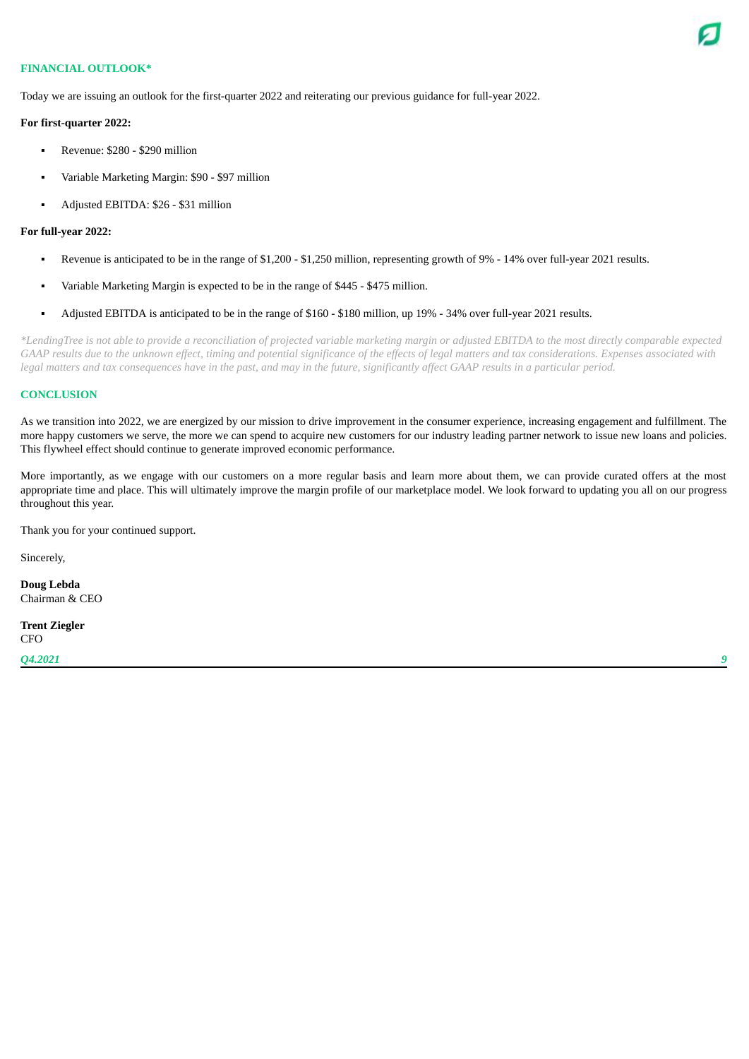## FINANCIAL OUTLOOK*

Today we are issuing an outlook for the first-quarter 2022 and reiterating our previous guidance for full-year 2022.

**For first-quarter 2022:**

- Revenue: $280 - $290 million
- Variable Marketing Margin: $90 - $97 million
- Adjusted EBITDA: $26 - $31 million

**For full-year 2022:**

- Revenue is anticipated to be in the range of $1,200 - $1,250 million, representing growth of 9% - 14% over full-year 2021 results.
- Variable Marketing Margin is expected to be in the range of $445 - $475 million.
- Adjusted EBITDA is anticipated to be in the range of $160 - $180 million, up 19% - 34% over full-year 2021 results.

*\*LendingTree is not able to provide a reconciliation of projected variable marketing margin or adjusted EBITDA to the most directly comparable expected GAAP results due to the unknown effect, timing and potential significance of the effects of legal matters and tax considerations. Expenses associated with legal matters and tax consequences have in the past, and may in the future, significantly affect GAAP results in a particular period.*

## CONCLUSION

As we transition into 2022, we are energized by our mission to drive improvement in the consumer experience, increasing engagement and fulfillment. The more happy customers we serve, the more we can spend to acquire new customers for our industry leading partner network to issue new loans and policies. This flywheel effect should continue to generate improved economic performance.

More importantly, as we engage with our customers on a more regular basis and learn more about them, we can provide curated offers at the most appropriate time and place. This will ultimately improve the margin profile of our marketplace model. We look forward to updating you all on our progress throughout this year.

Thank you for your continued support.

Sincerely,

**Doug Lebda**
Chairman & CEO

**Trent Ziegler**
CFO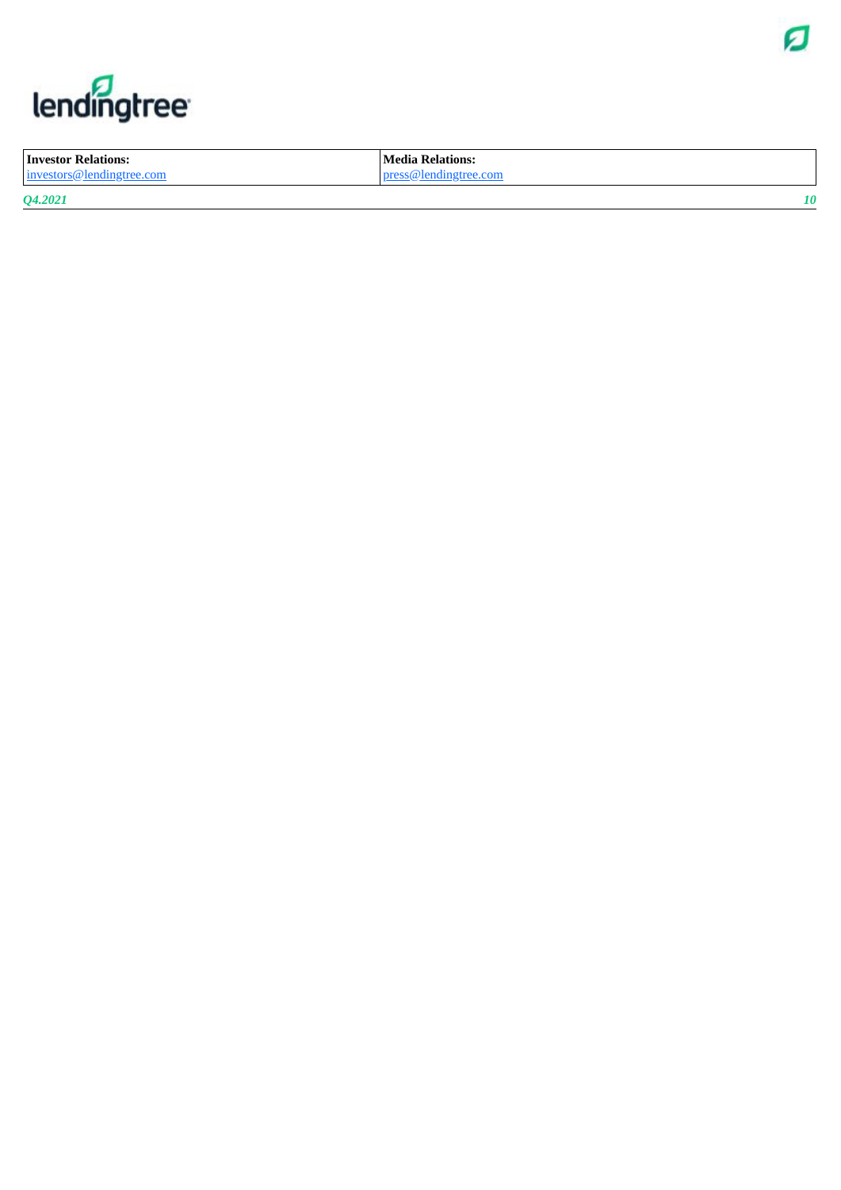| **Investor Relations:** | **Media Relations:** |
| --- | --- |
| investors@lendingtree.com | press@lendingtree.com |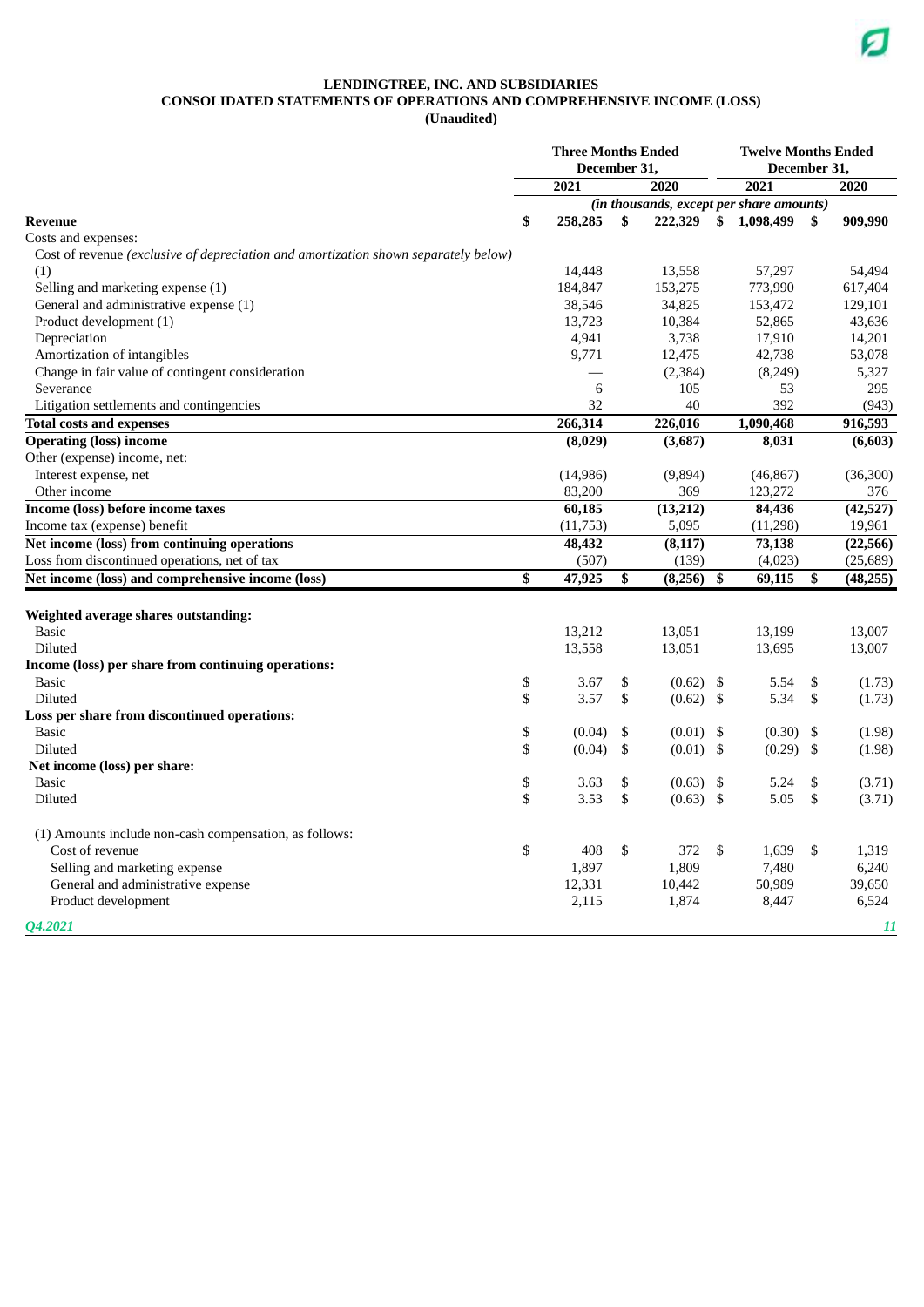**LENDINGTREE, INC. AND SUBSIDIARIES**
**CONSOLIDATED STATEMENTS OF OPERATIONS AND COMPREHENSIVE INCOME (LOSS)**
**(Unaudited)**

| | Three Months Ended December 31, | | Twelve Months Ended December 31, | |
|---|---|---|---|---|
| | 2021 | 2020 | 2021 | 2020 |
| | *(in thousands, except per share amounts)* | | | |
| **Revenue** | $ 258,285 | $ 222,329 | $ 1,098,499 | $ 909,990 |
| Costs and expenses: | | | | |
| Cost of revenue *(exclusive of depreciation and amortization shown separately below)* (1) | 14,448 | 13,558 | 57,297 | 54,494 |
| Selling and marketing expense (1) | 184,847 | 153,275 | 773,990 | 617,404 |
| General and administrative expense (1) | 38,546 | 34,825 | 153,472 | 129,101 |
| Product development (1) | 13,723 | 10,384 | 52,865 | 43,636 |
| Depreciation | 4,941 | 3,738 | 17,910 | 14,201 |
| Amortization of intangibles | 9,771 | 12,475 | 42,738 | 53,078 |
| Change in fair value of contingent consideration | — | (2,384) | (8,249) | 5,327 |
| Severance | 6 | 105 | 53 | 295 |
| Litigation settlements and contingencies | 32 | 40 | 392 | (943) |
| **Total costs and expenses** | **266,314** | **226,016** | **1,090,468** | **916,593** |
| **Operating (loss) income** | **(8,029)** | **(3,687)** | **8,031** | **(6,603)** |
| Other (expense) income, net: | | | | |
| Interest expense, net | (14,986) | (9,894) | (46,867) | (36,300) |
| Other income | 83,200 | 369 | 123,272 | 376 |
| **Income (loss) before income taxes** | **60,185** | **(13,212)** | **84,436** | **(42,527)** |
| Income tax (expense) benefit | (11,753) | 5,095 | (11,298) | 19,961 |
| **Net income (loss) from continuing operations** | **48,432** | **(8,117)** | **73,138** | **(22,566)** |
| Loss from discontinued operations, net of tax | (507) | (139) | (4,023) | (25,689) |
| **Net income (loss) and comprehensive income (loss)** | **$ 47,925** | **$ (8,256)** | **$ 69,115** | **$ (48,255)** |
| | | | | |
| **Weighted average shares outstanding:** | | | | |
| Basic | 13,212 | 13,051 | 13,199 | 13,007 |
| Diluted | 13,558 | 13,051 | 13,695 | 13,007 |
| **Income (loss) per share from continuing operations:** | | | | |
| Basic | $ 3.67 | $ (0.62) | $ 5.54 | $ (1.73) |
| Diluted | $ 3.57 | $ (0.62) | $ 5.34 | $ (1.73) |
| **Loss per share from discontinued operations:** | | | | |
| Basic | $ (0.04) | $ (0.01) | $ (0.30) | $ (1.98) |
| Diluted | $ (0.04) | $ (0.01) | $ (0.29) | $ (1.98) |
| **Net income (loss) per share:** | | | | |
| Basic | $ 3.63 | $ (0.63) | $ 5.24 | $ (3.71) |
| Diluted | $ 3.53 | $ (0.63) | $ 5.05 | $ (3.71) |
| | | | | |
| (1) Amounts include non-cash compensation, as follows: | | | | |
| Cost of revenue | $ 408 | $ 372 | $ 1,639 | $ 1,319 |
| Selling and marketing expense | 1,897 | 1,809 | 7,480 | 6,240 |
| General and administrative expense | 12,331 | 10,442 | 50,989 | 39,650 |
| Product development | 2,115 | 1,874 | 8,447 | 6,524 |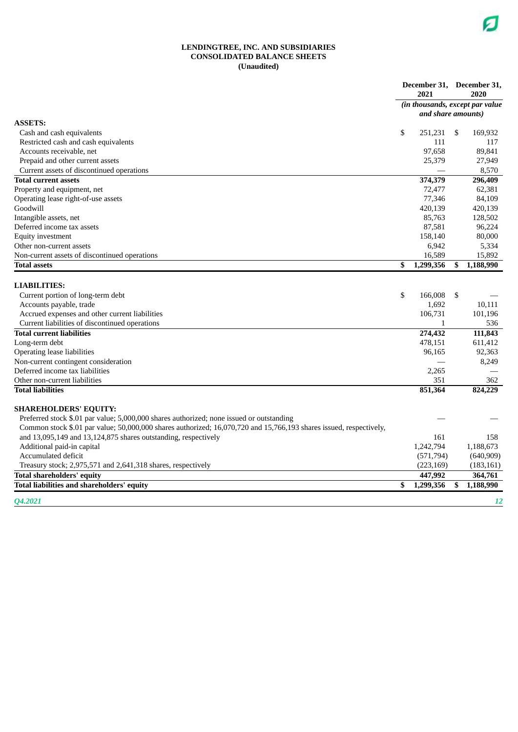**LENDINGTREE, INC. AND SUBSIDIARIES**
**CONSOLIDATED BALANCE SHEETS**
**(Unaudited)**

| | December 31, 2021 | December 31, 2020 |
|---|---|---|
| | *(in thousands, except par value and share amounts)* | |
| **ASSETS:** | | |
| Cash and cash equivalents | $ 251,231 | $ 169,932 |
| Restricted cash and cash equivalents | 111 | 117 |
| Accounts receivable, net | 97,658 | 89,841 |
| Prepaid and other current assets | 25,379 | 27,949 |
| Current assets of discontinued operations | — | 8,570 |
| **Total current assets** | **374,379** | **296,409** |
| Property and equipment, net | 72,477 | 62,381 |
| Operating lease right-of-use assets | 77,346 | 84,109 |
| Goodwill | 420,139 | 420,139 |
| Intangible assets, net | 85,763 | 128,502 |
| Deferred income tax assets | 87,581 | 96,224 |
| Equity investment | 158,140 | 80,000 |
| Other non-current assets | 6,942 | 5,334 |
| Non-current assets of discontinued operations | 16,589 | 15,892 |
| **Total assets** | **$ 1,299,356** | **$ 1,188,990** |
| **LIABILITIES:** | | |
| Current portion of long-term debt | $ 166,008 | $ — |
| Accounts payable, trade | 1,692 | 10,111 |
| Accrued expenses and other current liabilities | 106,731 | 101,196 |
| Current liabilities of discontinued operations | 1 | 536 |
| **Total current liabilities** | **274,432** | **111,843** |
| Long-term debt | 478,151 | 611,412 |
| Operating lease liabilities | 96,165 | 92,363 |
| Non-current contingent consideration | — | 8,249 |
| Deferred income tax liabilities | 2,265 | — |
| Other non-current liabilities | 351 | 362 |
| **Total liabilities** | **851,364** | **824,229** |
| **SHAREHOLDERS' EQUITY:** | | |
| Preferred stock $.01 par value; 5,000,000 shares authorized; none issued or outstanding | — | — |
| Common stock $.01 par value; 50,000,000 shares authorized; 16,070,720 and 15,766,193 shares issued, respectively, and 13,095,149 and 13,124,875 shares outstanding, respectively | 161 | 158 |
| Additional paid-in capital | 1,242,794 | 1,188,673 |
| Accumulated deficit | (571,794) | (640,909) |
| Treasury stock; 2,975,571 and 2,641,318 shares, respectively | (223,169) | (183,161) |
| **Total shareholders' equity** | **447,992** | **364,761** |
| **Total liabilities and shareholders' equity** | **$ 1,299,356** | **$ 1,188,990** |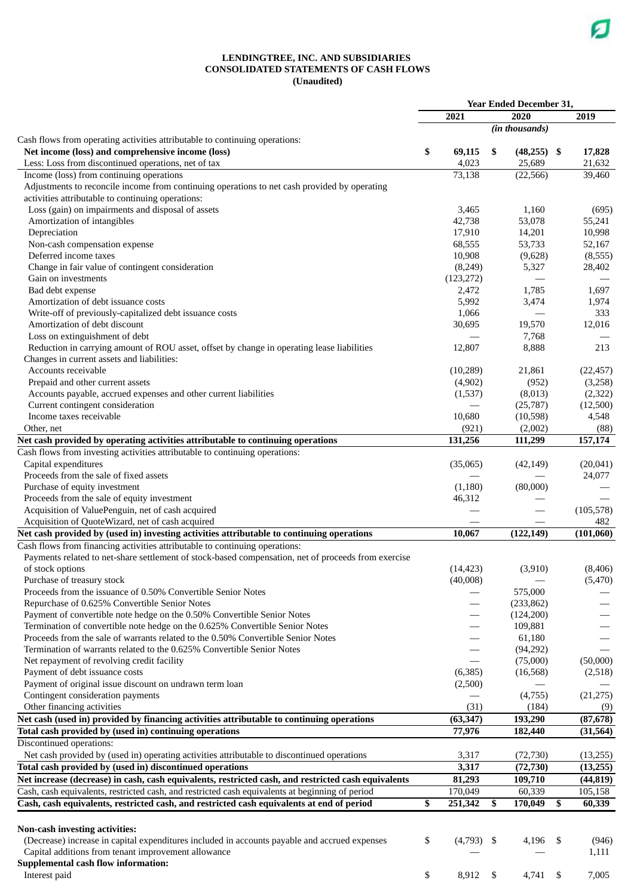**LENDINGTREE, INC. AND SUBSIDIARIES**
**CONSOLIDATED STATEMENTS OF CASH FLOWS**
**(Unaudited)**

| | Year Ended December 31, | | |
|---|---|---|---|
| | 2021 | 2020 | 2019 |
| | | *(in thousands)* | |
| Cash flows from operating activities attributable to continuing operations: | | | |
| **Net income (loss) and comprehensive income (loss)** | **$ 69,115** | **$ (48,255)** | **$ 17,828** |
| Less: Loss from discontinued operations, net of tax | 4,023 | 25,689 | 21,632 |
| Income (loss) from continuing operations | 73,138 | (22,566) | 39,460 |
| Adjustments to reconcile income from continuing operations to net cash provided by operating activities attributable to continuing operations: | | | |
| Loss (gain) on impairments and disposal of assets | 3,465 | 1,160 | (695) |
| Amortization of intangibles | 42,738 | 53,078 | 55,241 |
| Depreciation | 17,910 | 14,201 | 10,998 |
| Non-cash compensation expense | 68,555 | 53,733 | 52,167 |
| Deferred income taxes | 10,908 | (9,628) | (8,555) |
| Change in fair value of contingent consideration | (8,249) | 5,327 | 28,402 |
| Gain on investments | (123,272) | — | — |
| Bad debt expense | 2,472 | 1,785 | 1,697 |
| Amortization of debt issuance costs | 5,992 | 3,474 | 1,974 |
| Write-off of previously-capitalized debt issuance costs | 1,066 | — | 333 |
| Amortization of debt discount | 30,695 | 19,570 | 12,016 |
| Loss on extinguishment of debt | — | 7,768 | — |
| Reduction in carrying amount of ROU asset, offset by change in operating lease liabilities | 12,807 | 8,888 | 213 |
| Changes in current assets and liabilities: | | | |
| Accounts receivable | (10,289) | 21,861 | (22,457) |
| Prepaid and other current assets | (4,902) | (952) | (3,258) |
| Accounts payable, accrued expenses and other current liabilities | (1,537) | (8,013) | (2,322) |
| Current contingent consideration | — | (25,787) | (12,500) |
| Income taxes receivable | 10,680 | (10,598) | 4,548 |
| Other, net | (921) | (2,002) | (88) |
| **Net cash provided by operating activities attributable to continuing operations** | **131,256** | **111,299** | **157,174** |
| Cash flows from investing activities attributable to continuing operations: | | | |
| Capital expenditures | (35,065) | (42,149) | (20,041) |
| Proceeds from the sale of fixed assets | — | — | 24,077 |
| Purchase of equity investment | (1,180) | (80,000) | — |
| Proceeds from the sale of equity investment | 46,312 | — | — |
| Acquisition of ValuePenguin, net of cash acquired | — | — | (105,578) |
| Acquisition of QuoteWizard, net of cash acquired | — | — | 482 |
| **Net cash provided by (used in) investing activities attributable to continuing operations** | **10,067** | **(122,149)** | **(101,060)** |
| Cash flows from financing activities attributable to continuing operations: | | | |
| Payments related to net-share settlement of stock-based compensation, net of proceeds from exercise of stock options | (14,423) | (3,910) | (8,406) |
| Purchase of treasury stock | (40,008) | — | (5,470) |
| Proceeds from the issuance of 0.50% Convertible Senior Notes | — | 575,000 | — |
| Repurchase of 0.625% Convertible Senior Notes | — | (233,862) | — |
| Payment of convertible note hedge on the 0.50% Convertible Senior Notes | — | (124,200) | — |
| Termination of convertible note hedge on the 0.625% Convertible Senior Notes | — | 109,881 | — |
| Proceeds from the sale of warrants related to the 0.50% Convertible Senior Notes | — | 61,180 | — |
| Termination of warrants related to the 0.625% Convertible Senior Notes | — | (94,292) | — |
| Net repayment of revolving credit facility | — | (75,000) | (50,000) |
| Payment of debt issuance costs | (6,385) | (16,568) | (2,518) |
| Payment of original issue discount on undrawn term loan | (2,500) | — | — |
| Contingent consideration payments | — | (4,755) | (21,275) |
| Other financing activities | (31) | (184) | (9) |
| **Net cash (used in) provided by financing activities attributable to continuing operations** | **(63,347)** | **193,290** | **(87,678)** |
| **Total cash provided by (used in) continuing operations** | **77,976** | **182,440** | **(31,564)** |
| Discontinued operations: | | | |
| Net cash provided by (used in) operating activities attributable to discontinued operations | 3,317 | (72,730) | (13,255) |
| **Total cash provided by (used in) discontinued operations** | **3,317** | **(72,730)** | **(13,255)** |
| **Net increase (decrease) in cash, cash equivalents, restricted cash, and restricted cash equivalents** | **81,293** | **109,710** | **(44,819)** |
| Cash, cash equivalents, restricted cash, and restricted cash equivalents at beginning of period | 170,049 | 60,339 | 105,158 |
| **Cash, cash equivalents, restricted cash, and restricted cash equivalents at end of period** | **$ 251,342** | **$ 170,049** | **$ 60,339** |
| | | | |
| **Non-cash investing activities:** | | | |
| (Decrease) increase in capital expenditures included in accounts payable and accrued expenses | $ (4,793) | $ 4,196 | $ (946) |
| Capital additions from tenant improvement allowance | — | — | 1,111 |
| **Supplemental cash flow information:** | | | |
| Interest paid | $ 8,912 | $ 4,741 | $ 7,005 |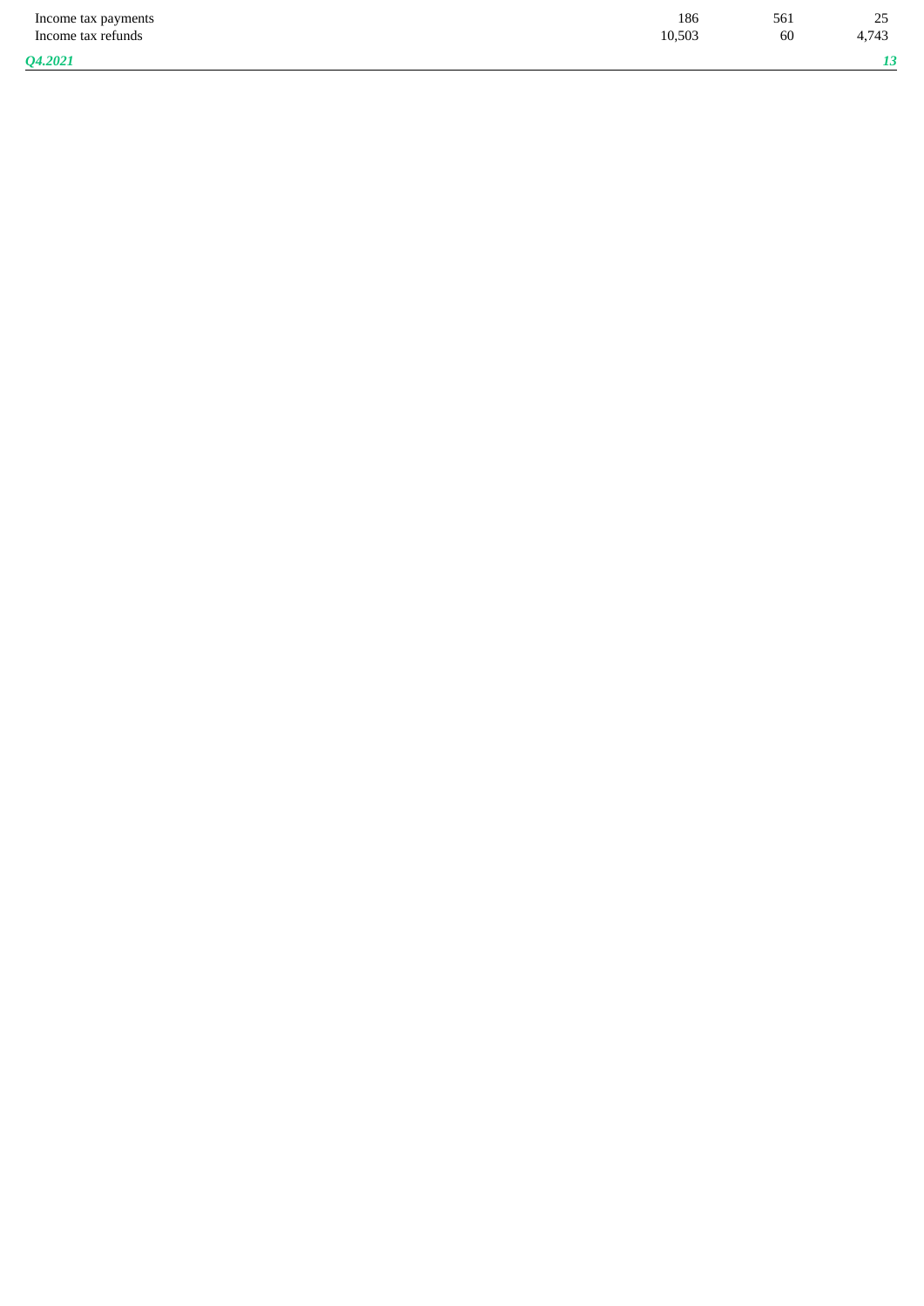| | | | |
|---|---|---|---|
| Income tax payments | 186 | 561 | 25 |
| Income tax refunds | 10,503 | 60 | 4,743 |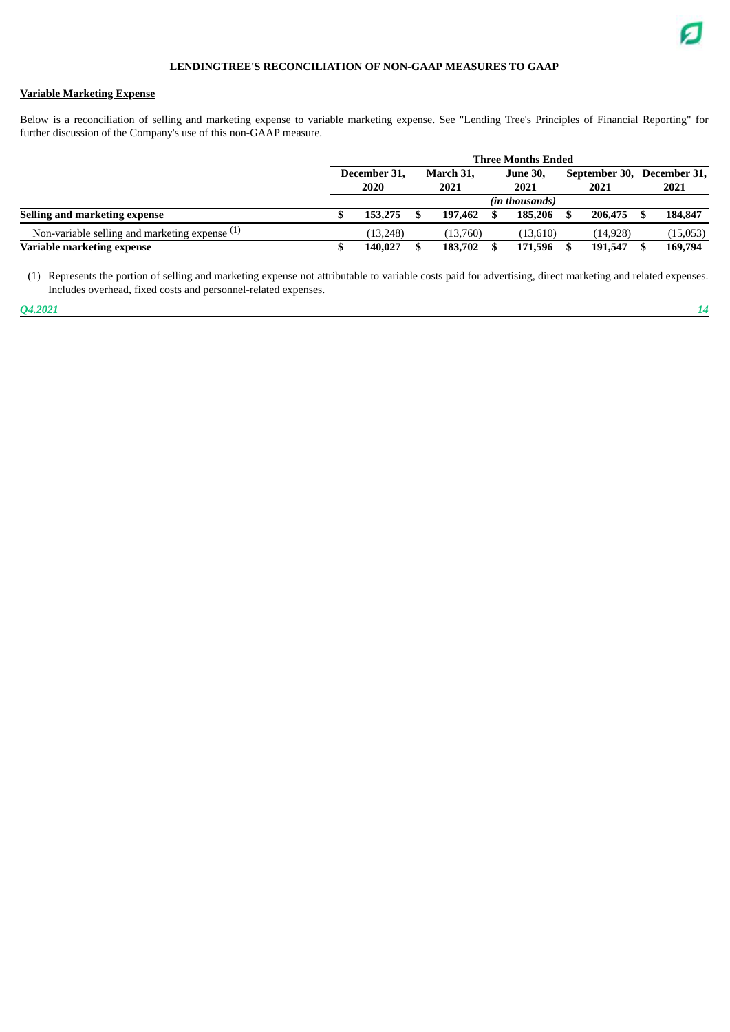# LENDINGTREE'S RECONCILIATION OF NON-GAAP MEASURES TO GAAP

## Variable Marketing Expense

Below is a reconciliation of selling and marketing expense to variable marketing expense. See "Lending Tree's Principles of Financial Reporting" for further discussion of the Company's use of this non-GAAP measure.

| | Three Months Ended | | | | |
|---|---|---|---|---|---|
| | December 31, 2020 | March 31, 2021 | June 30, 2021 | September 30, 2021 | December 31, 2021 |
| | *(in thousands)* | | | | |
| **Selling and marketing expense** | **$ 153,275** | **$ 197,462** | **$ 185,206** | **$ 206,475** | **$ 184,847** |
| Non-variable selling and marketing expense [(1)] | (13,248) | (13,760) | (13,610) | (14,928) | (15,053) |
| **Variable marketing expense** | **$ 140,027** | **$ 183,702** | **$ 171,596** | **$ 191,547** | **$ 169,794** |

(1) Represents the portion of selling and marketing expense not attributable to variable costs paid for advertising, direct marketing and related expenses. Includes overhead, fixed costs and personnel-related expenses.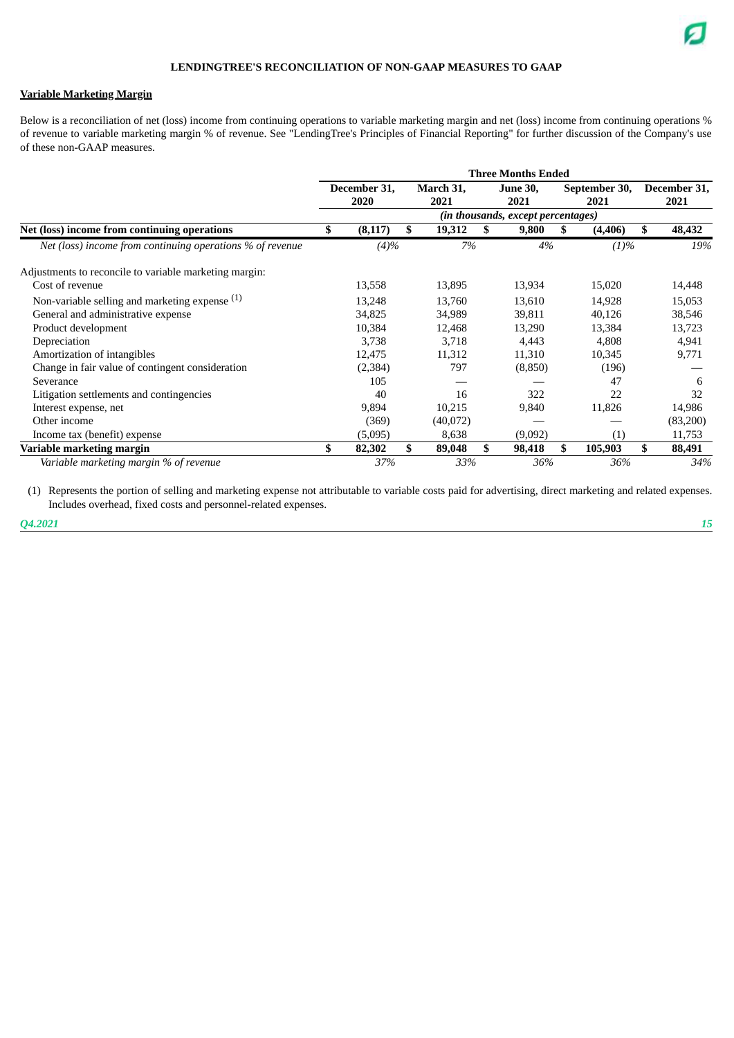## LENDINGTREE'S RECONCILIATION OF NON-GAAP MEASURES TO GAAP

**Variable Marketing Margin**

Below is a reconciliation of net (loss) income from continuing operations to variable marketing margin and net (loss) income from continuing operations % of revenue to variable marketing margin % of revenue. See "LendingTree's Principles of Financial Reporting" for further discussion of the Company's use of these non-GAAP measures.

| | Three Months Ended | | | | |
|---|---|---|---|---|---|
| | December 31, 2020 | March 31, 2021 | June 30, 2021 | September 30, 2021 | December 31, 2021 |
| | *(in thousands, except percentages)* | | | | |
| **Net (loss) income from continuing operations** | **$ (8,117)** | **$ 19,312** | **$ 9,800** | **$ (4,406)** | **$ 48,432** |
| *Net (loss) income from continuing operations % of revenue* | *(4)%* | *7%* | *4%* | *(1)%* | *19%* |
| Adjustments to reconcile to variable marketing margin: | | | | | |
| Cost of revenue | 13,558 | 13,895 | 13,934 | 15,020 | 14,448 |
| Non-variable selling and marketing expense [1] | 13,248 | 13,760 | 13,610 | 14,928 | 15,053 |
| General and administrative expense | 34,825 | 34,989 | 39,811 | 40,126 | 38,546 |
| Product development | 10,384 | 12,468 | 13,290 | 13,384 | 13,723 |
| Depreciation | 3,738 | 3,718 | 4,443 | 4,808 | 4,941 |
| Amortization of intangibles | 12,475 | 11,312 | 11,310 | 10,345 | 9,771 |
| Change in fair value of contingent consideration | (2,384) | 797 | (8,850) | (196) | — |
| Severance | 105 | — | — | 47 | 6 |
| Litigation settlements and contingencies | 40 | 16 | 322 | 22 | 32 |
| Interest expense, net | 9,894 | 10,215 | 9,840 | 11,826 | 14,986 |
| Other income | (369) | (40,072) | — | — | (83,200) |
| Income tax (benefit) expense | (5,095) | 8,638 | (9,092) | (1) | 11,753 |
| **Variable marketing margin** | **$ 82,302** | **$ 89,048** | **$ 98,418** | **$ 105,903** | **$ 88,491** |
| *Variable marketing margin % of revenue* | *37%* | *33%* | *36%* | *36%* | *34%* |

(1) Represents the portion of selling and marketing expense not attributable to variable costs paid for advertising, direct marketing and related expenses. Includes overhead, fixed costs and personnel-related expenses.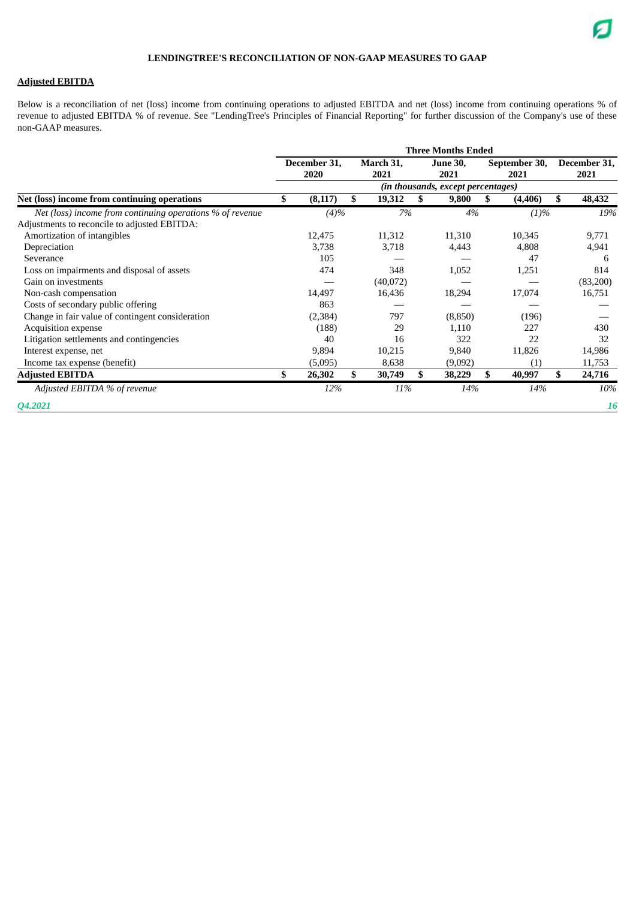## LENDINGTREE'S RECONCILIATION OF NON-GAAP MEASURES TO GAAP

### Adjusted EBITDA

Below is a reconciliation of net (loss) income from continuing operations to adjusted EBITDA and net (loss) income from continuing operations % of revenue to adjusted EBITDA % of revenue. See "LendingTree's Principles of Financial Reporting" for further discussion of the Company's use of these non-GAAP measures.

| | Three Months Ended | | | | |
|---|---|---|---|---|---|
| | December 31, 2020 | March 31, 2021 | June 30, 2021 | September 30, 2021 | December 31, 2021 |
| | (in thousands, except percentages) | | | | |
| **Net (loss) income from continuing operations** | **$ (8,117)** | **$ 19,312** | **$ 9,800** | **$ (4,406)** | **$ 48,432** |
| *Net (loss) income from continuing operations % of revenue* | *(4)%* | *7%* | *4%* | *(1)%* | *19%* |
| Adjustments to reconcile to adjusted EBITDA: | | | | | |
| Amortization of intangibles | 12,475 | 11,312 | 11,310 | 10,345 | 9,771 |
| Depreciation | 3,738 | 3,718 | 4,443 | 4,808 | 4,941 |
| Severance | 105 | — | — | 47 | 6 |
| Loss on impairments and disposal of assets | 474 | 348 | 1,052 | 1,251 | 814 |
| Gain on investments | — | (40,072) | — | — | (83,200) |
| Non-cash compensation | 14,497 | 16,436 | 18,294 | 17,074 | 16,751 |
| Costs of secondary public offering | 863 | — | — | — | — |
| Change in fair value of contingent consideration | (2,384) | 797 | (8,850) | (196) | — |
| Acquisition expense | (188) | 29 | 1,110 | 227 | 430 |
| Litigation settlements and contingencies | 40 | 16 | 322 | 22 | 32 |
| Interest expense, net | 9,894 | 10,215 | 9,840 | 11,826 | 14,986 |
| Income tax expense (benefit) | (5,095) | 8,638 | (9,092) | (1) | 11,753 |
| **Adjusted EBITDA** | **$ 26,302** | **$ 30,749** | **$ 38,229** | **$ 40,997** | **$ 24,716** |
| *Adjusted EBITDA % of revenue* | *12%* | *11%* | *14%* | *14%* | *10%* |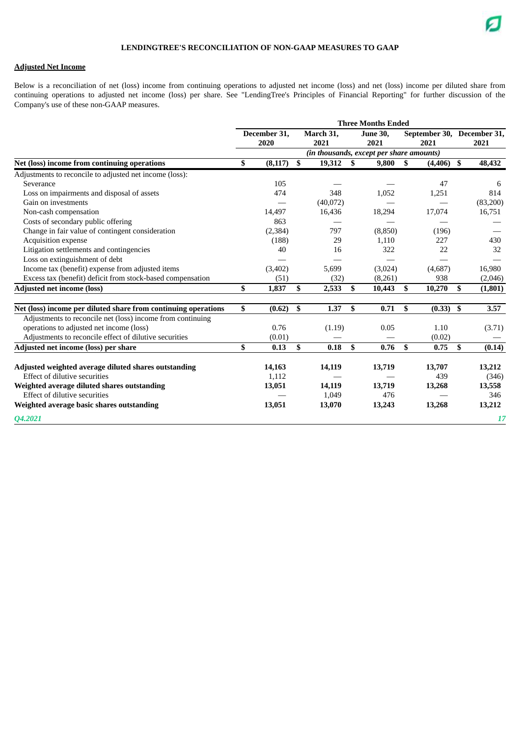## LENDINGTREE'S RECONCILIATION OF NON-GAAP MEASURES TO GAAP

**Adjusted Net Income**

Below is a reconciliation of net (loss) income from continuing operations to adjusted net income (loss) and net (loss) income per diluted share from continuing operations to adjusted net income (loss) per share. See "LendingTree's Principles of Financial Reporting" for further discussion of the Company's use of these non-GAAP measures.

| | Three Months Ended | | | | |
|---|---|---|---|---|---|
| | December 31, 2020 | March 31, 2021 | June 30, 2021 | September 30, 2021 | December 31, 2021 |
| | *(in thousands, except per share amounts)* | | | | |
| **Net (loss) income from continuing operations** | **$ (8,117)** | **$ 19,312** | **$ 9,800** | **$ (4,406)** | **$ 48,432** |
| Adjustments to reconcile to adjusted net income (loss): | | | | | |
| Severance | 105 | — | — | 47 | 6 |
| Loss on impairments and disposal of assets | 474 | 348 | 1,052 | 1,251 | 814 |
| Gain on investments | — | (40,072) | — | — | (83,200) |
| Non-cash compensation | 14,497 | 16,436 | 18,294 | 17,074 | 16,751 |
| Costs of secondary public offering | 863 | — | — | — | — |
| Change in fair value of contingent consideration | (2,384) | 797 | (8,850) | (196) | — |
| Acquisition expense | (188) | 29 | 1,110 | 227 | 430 |
| Litigation settlements and contingencies | 40 | 16 | 322 | 22 | 32 |
| Loss on extinguishment of debt | — | — | — | — | — |
| Income tax (benefit) expense from adjusted items | (3,402) | 5,699 | (3,024) | (4,687) | 16,980 |
| Excess tax (benefit) deficit from stock-based compensation | (51) | (32) | (8,261) | 938 | (2,046) |
| **Adjusted net income (loss)** | **$ 1,837** | **$ 2,533** | **$ 10,443** | **$ 10,270** | **$ (1,801)** |
| | | | | | |
| **Net (loss) income per diluted share from continuing operations** | **$ (0.62)** | **$ 1.37** | **$ 0.71** | **$ (0.33)** | **$ 3.57** |
| Adjustments to reconcile net (loss) income from continuing operations to adjusted net income (loss) | 0.76 | (1.19) | 0.05 | 1.10 | (3.71) |
| Adjustments to reconcile effect of dilutive securities | (0.01) | — | — | (0.02) | — |
| **Adjusted net income (loss) per share** | **$ 0.13** | **$ 0.18** | **$ 0.76** | **$ 0.75** | **$ (0.14)** |
| | | | | | |
| **Adjusted weighted average diluted shares outstanding** | **14,163** | **14,119** | **13,719** | **13,707** | **13,212** |
| Effect of dilutive securities | 1,112 | — | — | 439 | (346) |
| **Weighted average diluted shares outstanding** | **13,051** | **14,119** | **13,719** | **13,268** | **13,558** |
| Effect of dilutive securities | — | 1,049 | 476 | — | 346 |
| **Weighted average basic shares outstanding** | **13,051** | **13,070** | **13,243** | **13,268** | **13,212** |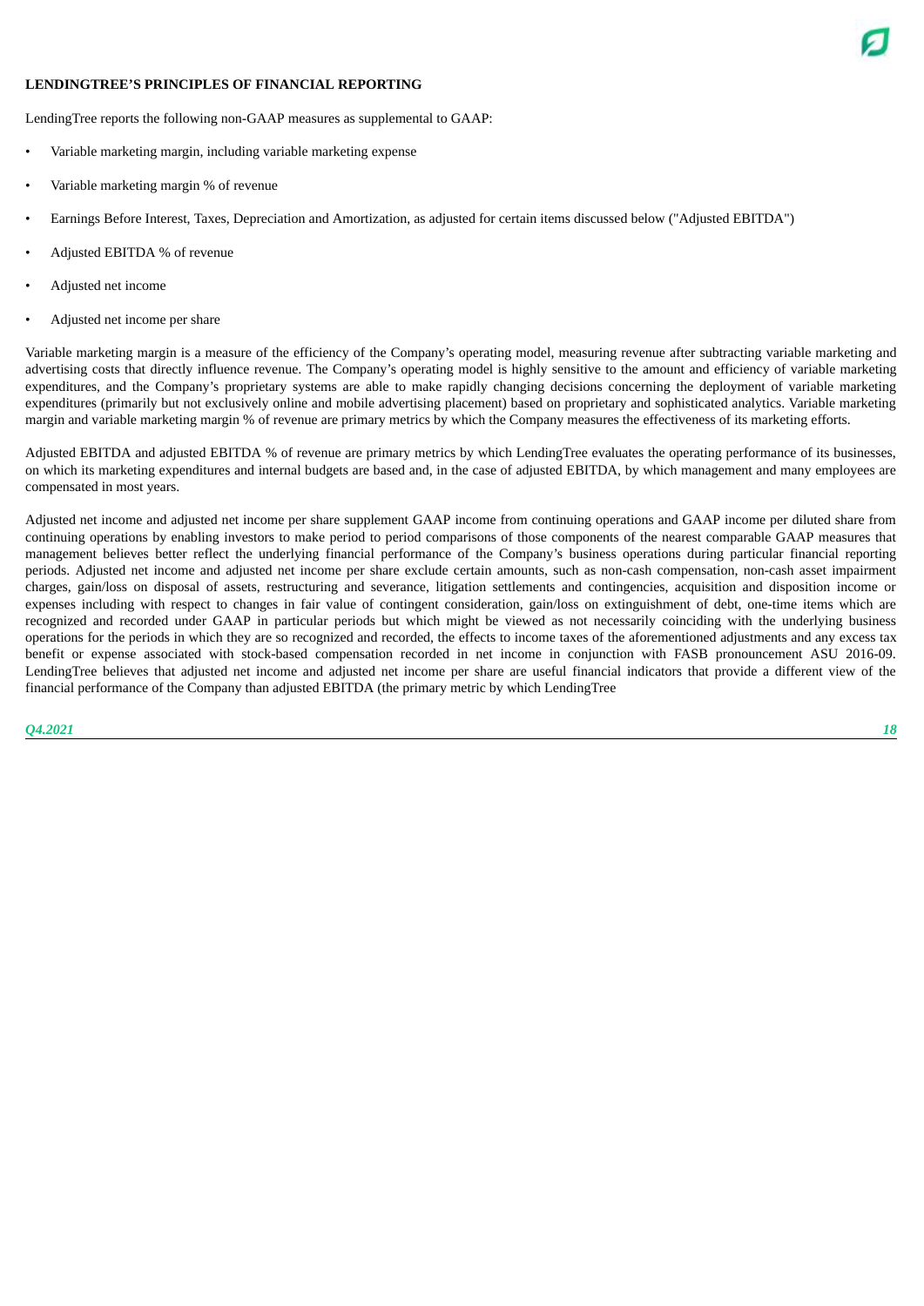**LENDINGTREE'S PRINCIPLES OF FINANCIAL REPORTING**

LendingTree reports the following non-GAAP measures as supplemental to GAAP:

- Variable marketing margin, including variable marketing expense
- Variable marketing margin % of revenue
- Earnings Before Interest, Taxes, Depreciation and Amortization, as adjusted for certain items discussed below ("Adjusted EBITDA")
- Adjusted EBITDA % of revenue
- Adjusted net income
- Adjusted net income per share

Variable marketing margin is a measure of the efficiency of the Company's operating model, measuring revenue after subtracting variable marketing and advertising costs that directly influence revenue. The Company's operating model is highly sensitive to the amount and efficiency of variable marketing expenditures, and the Company's proprietary systems are able to make rapidly changing decisions concerning the deployment of variable marketing expenditures (primarily but not exclusively online and mobile advertising placement) based on proprietary and sophisticated analytics. Variable marketing margin and variable marketing margin % of revenue are primary metrics by which the Company measures the effectiveness of its marketing efforts.

Adjusted EBITDA and adjusted EBITDA % of revenue are primary metrics by which LendingTree evaluates the operating performance of its businesses, on which its marketing expenditures and internal budgets are based and, in the case of adjusted EBITDA, by which management and many employees are compensated in most years.

Adjusted net income and adjusted net income per share supplement GAAP income from continuing operations and GAAP income per diluted share from continuing operations by enabling investors to make period to period comparisons of those components of the nearest comparable GAAP measures that management believes better reflect the underlying financial performance of the Company's business operations during particular financial reporting periods. Adjusted net income and adjusted net income per share exclude certain amounts, such as non-cash compensation, non-cash asset impairment charges, gain/loss on disposal of assets, restructuring and severance, litigation settlements and contingencies, acquisition and disposition income or expenses including with respect to changes in fair value of contingent consideration, gain/loss on extinguishment of debt, one-time items which are recognized and recorded under GAAP in particular periods but which might be viewed as not necessarily coinciding with the underlying business operations for the periods in which they are so recognized and recorded, the effects to income taxes of the aforementioned adjustments and any excess tax benefit or expense associated with stock-based compensation recorded in net income in conjunction with FASB pronouncement ASU 2016-09. LendingTree believes that adjusted net income and adjusted net income per share are useful financial indicators that provide a different view of the financial performance of the Company than adjusted EBITDA (the primary metric by which LendingTree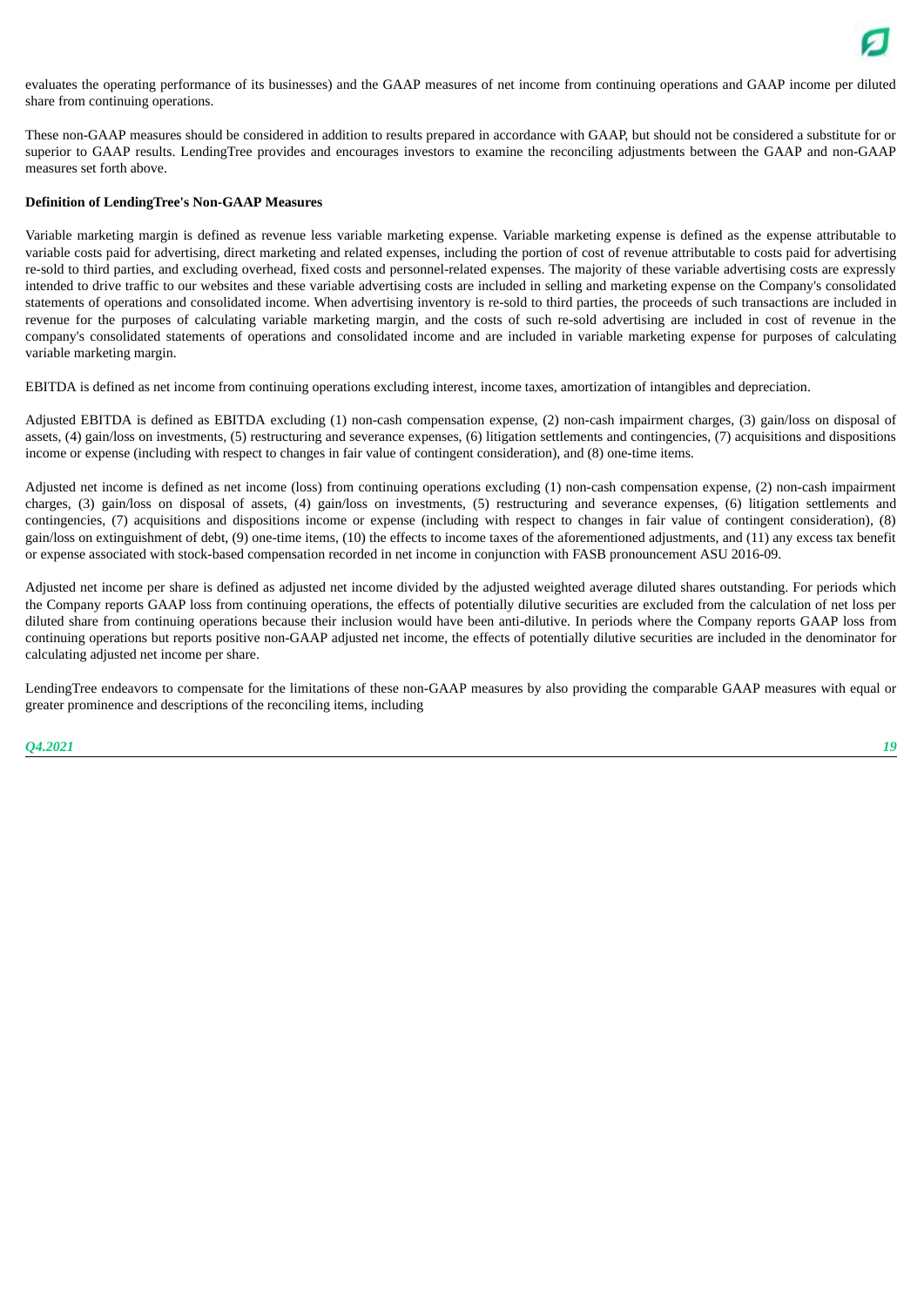evaluates the operating performance of its businesses) and the GAAP measures of net income from continuing operations and GAAP income per diluted share from continuing operations.

These non-GAAP measures should be considered in addition to results prepared in accordance with GAAP, but should not be considered a substitute for or superior to GAAP results. LendingTree provides and encourages investors to examine the reconciling adjustments between the GAAP and non-GAAP measures set forth above.

**Definition of LendingTree's Non-GAAP Measures**

Variable marketing margin is defined as revenue less variable marketing expense. Variable marketing expense is defined as the expense attributable to variable costs paid for advertising, direct marketing and related expenses, including the portion of cost of revenue attributable to costs paid for advertising re-sold to third parties, and excluding overhead, fixed costs and personnel-related expenses. The majority of these variable advertising costs are expressly intended to drive traffic to our websites and these variable advertising costs are included in selling and marketing expense on the Company's consolidated statements of operations and consolidated income. When advertising inventory is re-sold to third parties, the proceeds of such transactions are included in revenue for the purposes of calculating variable marketing margin, and the costs of such re-sold advertising are included in cost of revenue in the company's consolidated statements of operations and consolidated income and are included in variable marketing expense for purposes of calculating variable marketing margin.

EBITDA is defined as net income from continuing operations excluding interest, income taxes, amortization of intangibles and depreciation.

Adjusted EBITDA is defined as EBITDA excluding (1) non-cash compensation expense, (2) non-cash impairment charges, (3) gain/loss on disposal of assets, (4) gain/loss on investments, (5) restructuring and severance expenses, (6) litigation settlements and contingencies, (7) acquisitions and dispositions income or expense (including with respect to changes in fair value of contingent consideration), and (8) one-time items.

Adjusted net income is defined as net income (loss) from continuing operations excluding (1) non-cash compensation expense, (2) non-cash impairment charges, (3) gain/loss on disposal of assets, (4) gain/loss on investments, (5) restructuring and severance expenses, (6) litigation settlements and contingencies, (7) acquisitions and dispositions income or expense (including with respect to changes in fair value of contingent consideration), (8) gain/loss on extinguishment of debt, (9) one-time items, (10) the effects to income taxes of the aforementioned adjustments, and (11) any excess tax benefit or expense associated with stock-based compensation recorded in net income in conjunction with FASB pronouncement ASU 2016-09.

Adjusted net income per share is defined as adjusted net income divided by the adjusted weighted average diluted shares outstanding. For periods which the Company reports GAAP loss from continuing operations, the effects of potentially dilutive securities are excluded from the calculation of net loss per diluted share from continuing operations because their inclusion would have been anti-dilutive. In periods where the Company reports GAAP loss from continuing operations but reports positive non-GAAP adjusted net income, the effects of potentially dilutive securities are included in the denominator for calculating adjusted net income per share.

LendingTree endeavors to compensate for the limitations of these non-GAAP measures by also providing the comparable GAAP measures with equal or greater prominence and descriptions of the reconciling items, including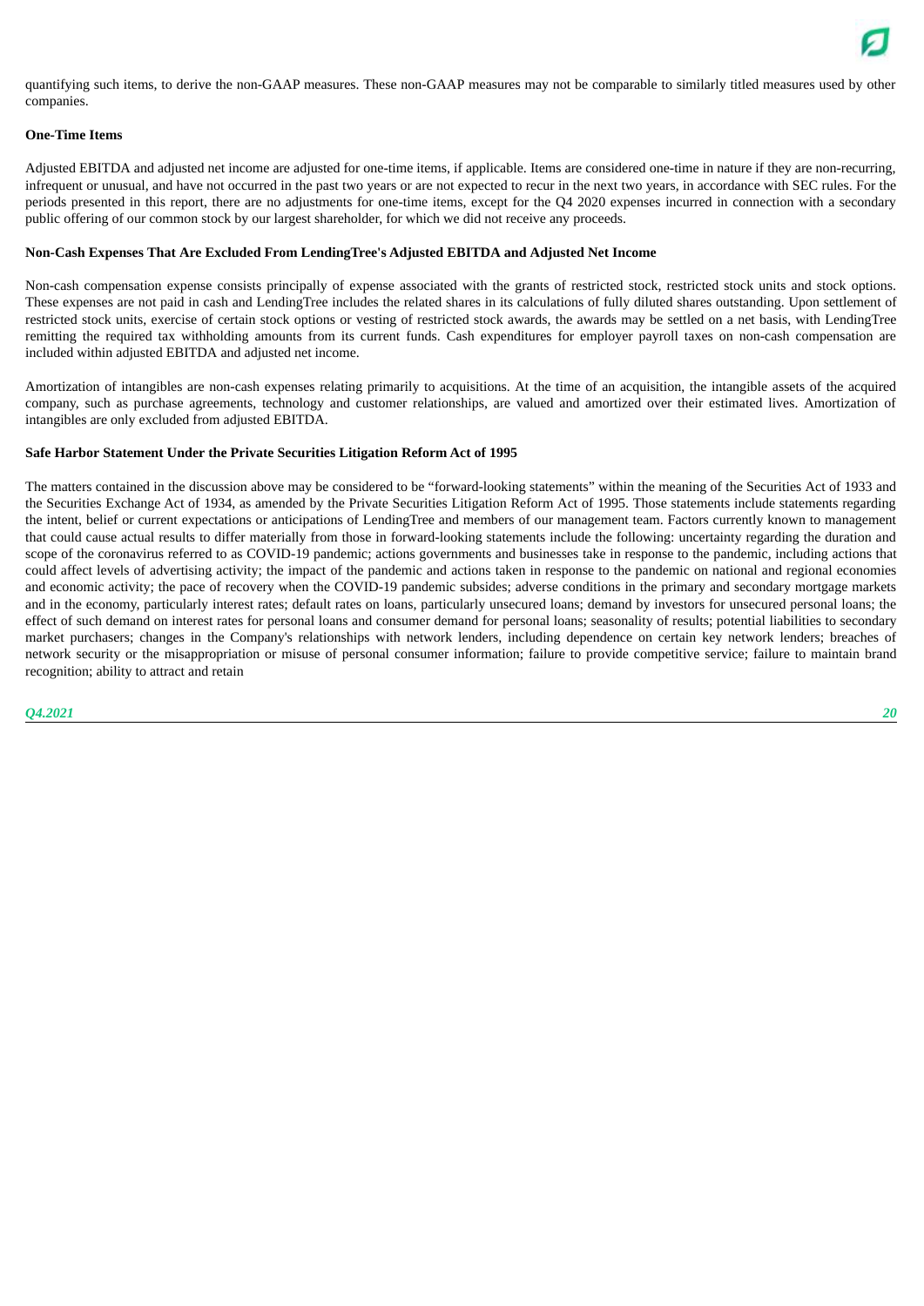quantifying such items, to derive the non-GAAP measures. These non-GAAP measures may not be comparable to similarly titled measures used by other companies.

**One-Time Items**

Adjusted EBITDA and adjusted net income are adjusted for one-time items, if applicable. Items are considered one-time in nature if they are non-recurring, infrequent or unusual, and have not occurred in the past two years or are not expected to recur in the next two years, in accordance with SEC rules. For the periods presented in this report, there are no adjustments for one-time items, except for the Q4 2020 expenses incurred in connection with a secondary public offering of our common stock by our largest shareholder, for which we did not receive any proceeds.

**Non-Cash Expenses That Are Excluded From LendingTree's Adjusted EBITDA and Adjusted Net Income**

Non-cash compensation expense consists principally of expense associated with the grants of restricted stock, restricted stock units and stock options. These expenses are not paid in cash and LendingTree includes the related shares in its calculations of fully diluted shares outstanding. Upon settlement of restricted stock units, exercise of certain stock options or vesting of restricted stock awards, the awards may be settled on a net basis, with LendingTree remitting the required tax withholding amounts from its current funds. Cash expenditures for employer payroll taxes on non-cash compensation are included within adjusted EBITDA and adjusted net income.

Amortization of intangibles are non-cash expenses relating primarily to acquisitions. At the time of an acquisition, the intangible assets of the acquired company, such as purchase agreements, technology and customer relationships, are valued and amortized over their estimated lives. Amortization of intangibles are only excluded from adjusted EBITDA.

**Safe Harbor Statement Under the Private Securities Litigation Reform Act of 1995**

The matters contained in the discussion above may be considered to be "forward-looking statements" within the meaning of the Securities Act of 1933 and the Securities Exchange Act of 1934, as amended by the Private Securities Litigation Reform Act of 1995. Those statements include statements regarding the intent, belief or current expectations or anticipations of LendingTree and members of our management team. Factors currently known to management that could cause actual results to differ materially from those in forward-looking statements include the following: uncertainty regarding the duration and scope of the coronavirus referred to as COVID-19 pandemic; actions governments and businesses take in response to the pandemic, including actions that could affect levels of advertising activity; the impact of the pandemic and actions taken in response to the pandemic on national and regional economies and economic activity; the pace of recovery when the COVID-19 pandemic subsides; adverse conditions in the primary and secondary mortgage markets and in the economy, particularly interest rates; default rates on loans, particularly unsecured loans; demand by investors for unsecured personal loans; the effect of such demand on interest rates for personal loans and consumer demand for personal loans; seasonality of results; potential liabilities to secondary market purchasers; changes in the Company's relationships with network lenders, including dependence on certain key network lenders; breaches of network security or the misappropriation or misuse of personal consumer information; failure to provide competitive service; failure to maintain brand recognition; ability to attract and retain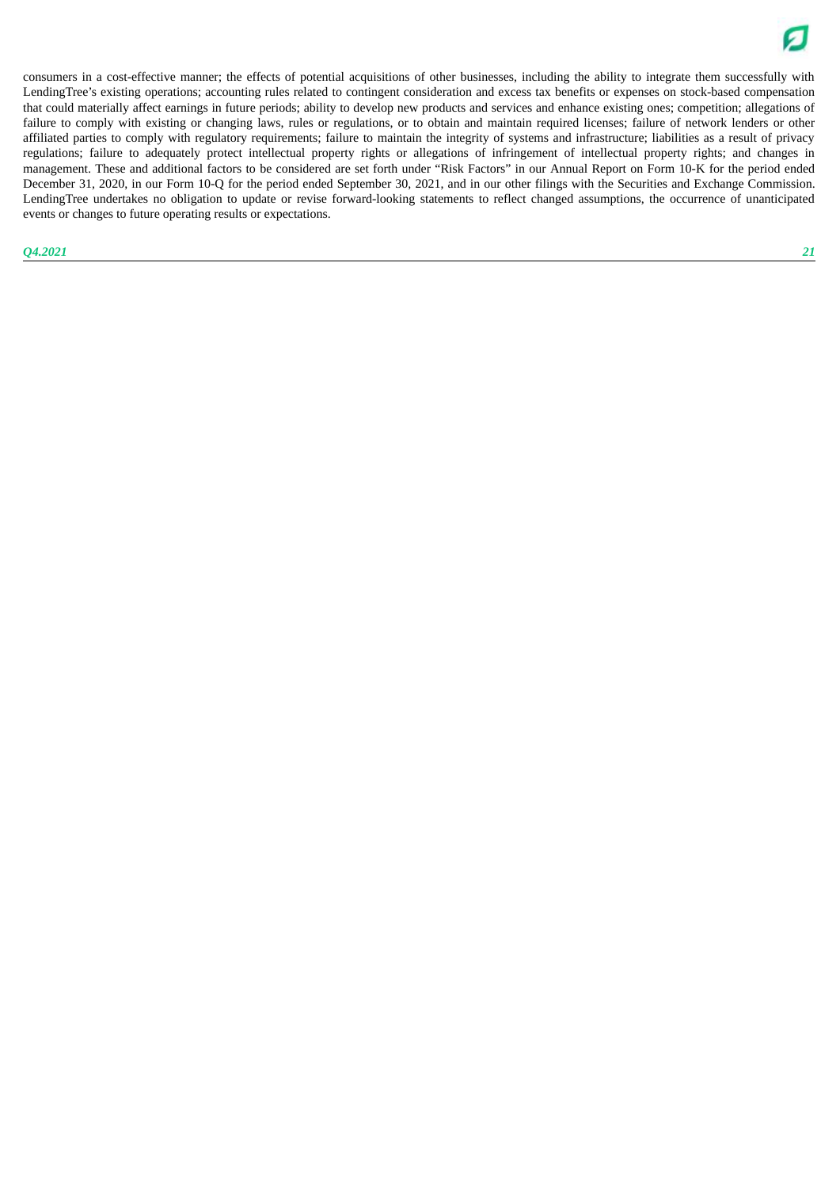consumers in a cost-effective manner; the effects of potential acquisitions of other businesses, including the ability to integrate them successfully with LendingTree's existing operations; accounting rules related to contingent consideration and excess tax benefits or expenses on stock-based compensation that could materially affect earnings in future periods; ability to develop new products and services and enhance existing ones; competition; allegations of failure to comply with existing or changing laws, rules or regulations, or to obtain and maintain required licenses; failure of network lenders or other affiliated parties to comply with regulatory requirements; failure to maintain the integrity of systems and infrastructure; liabilities as a result of privacy regulations; failure to adequately protect intellectual property rights or allegations of infringement of intellectual property rights; and changes in management. These and additional factors to be considered are set forth under "Risk Factors" in our Annual Report on Form 10-K for the period ended December 31, 2020, in our Form 10-Q for the period ended September 30, 2021, and in our other filings with the Securities and Exchange Commission. LendingTree undertakes no obligation to update or revise forward-looking statements to reflect changed assumptions, the occurrence of unanticipated events or changes to future operating results or expectations.